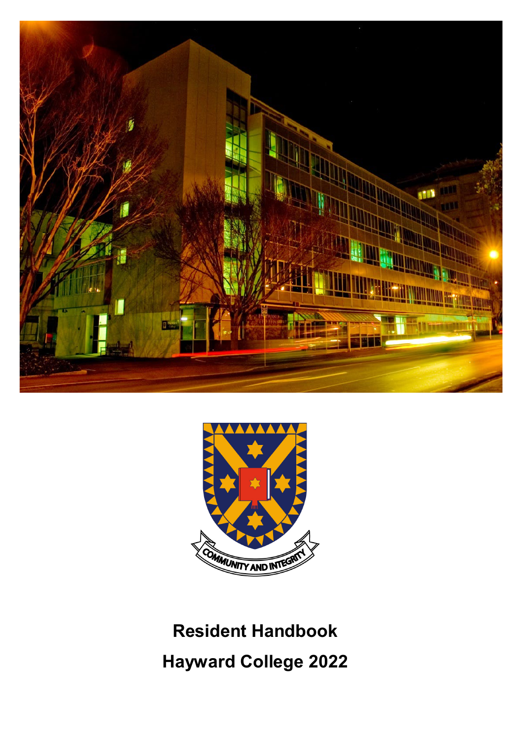# Resident Handbook

# Hayward College 2022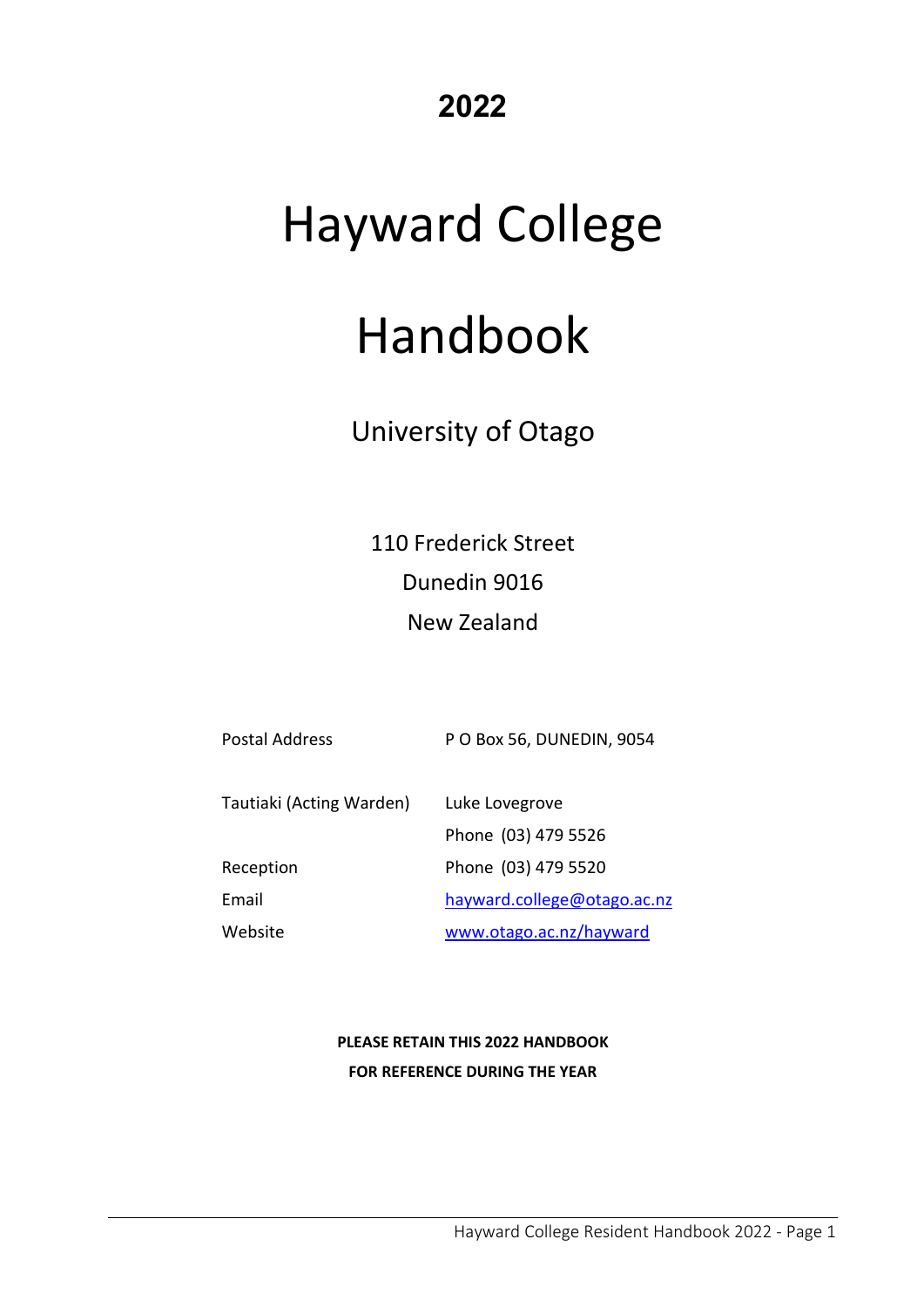**2022**

# Hayward College

# Handbook

## University of Otago

110 Frederick Street

Dunedin 9016

New Zealand

| | |
|---|---|
| Postal Address | P O Box 56, DUNEDIN, 9054 |
| Tautiaki (Acting Warden) | Luke Lovegrove |
| | Phone (03) 479 5526 |
| Reception | Phone (03) 479 5520 |
| Email | hayward.college@otago.ac.nz |
| Website | www.otago.ac.nz/hayward |

**PLEASE RETAIN THIS 2022 HANDBOOK**
**FOR REFERENCE DURING THE YEAR**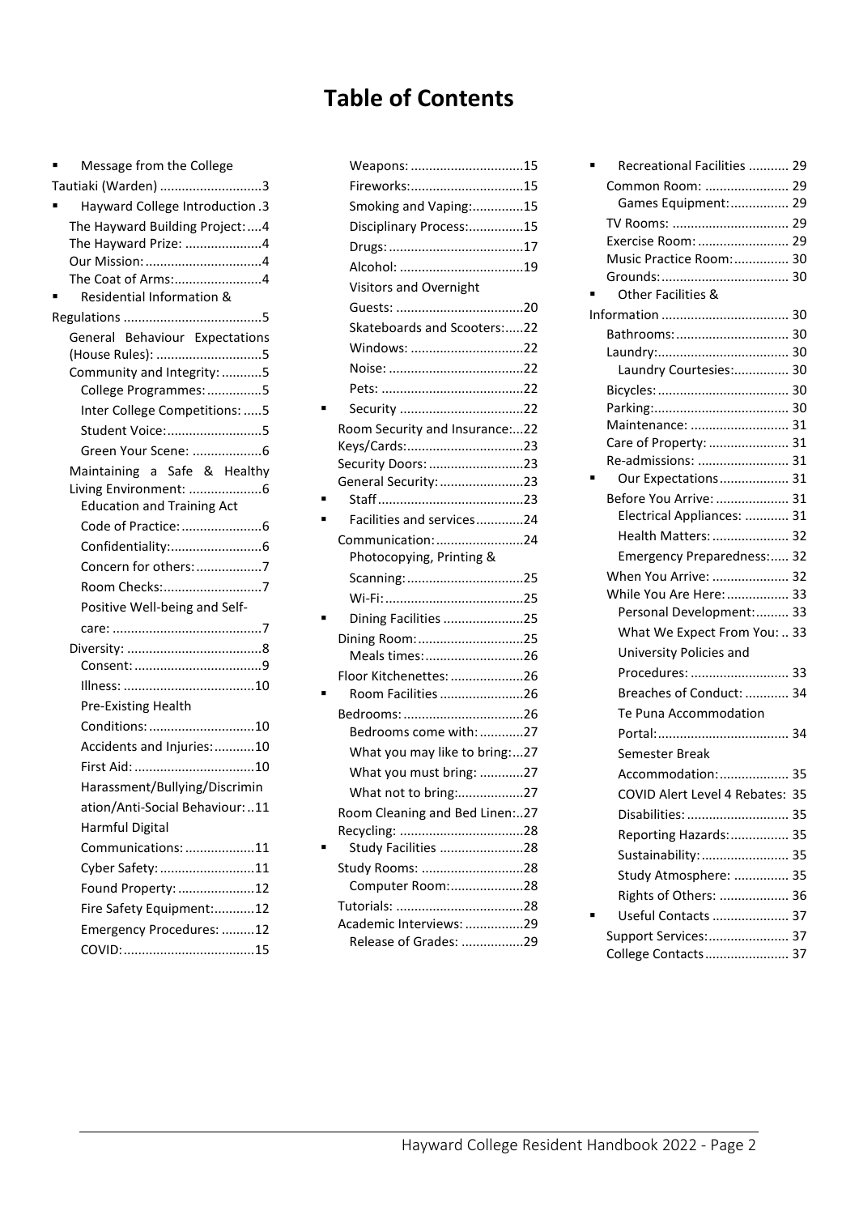# Table of Contents

- Message from the College Tautiaki (Warden) ............................3
- Hayward College Introduction .3
  - The Hayward Building Project:....4
  - The Hayward Prize: .....................4
  - Our Mission:................................4
  - The Coat of Arms:........................4
- Residential Information & Regulations ......................................5
  - General Behaviour Expectations (House Rules): .............................5
  - Community and Integrity: ...........5
    - College Programmes: ...............5
    - Inter College Competitions: .....5
    - Student Voice:..........................5
    - Green Your Scene: ...................6
  - Maintaining a Safe & Healthy Living Environment: ....................6
    - Education and Training Act Code of Practice:......................6
    - Confidentiality:.........................6
    - Concern for others:..................7
    - Room Checks:...........................7
    - Positive Well-being and Self-care: .........................................7
  - Diversity: .....................................8
    - Consent: ...................................9
    - Illness: ....................................10
    - Pre-Existing Health Conditions: .............................10
    - Accidents and Injuries:...........10
    - First Aid: .................................10
    - Harassment/Bullying/Discrimination/Anti-Social Behaviour: ..11
    - Harmful Digital Communications: ...................11
    - Cyber Safety: ..........................11
    - Found Property: .....................12
    - Fire Safety Equipment:...........12
    - Emergency Procedures: .........12
    - COVID:....................................15
    - Weapons: ...............................15
    - Fireworks:...............................15
    - Smoking and Vaping:..............15
    - Disciplinary Process:...............15
    - Drugs: .....................................17
    - Alcohol: ..................................19
    - Visitors and Overnight Guests: ...................................20
    - Skateboards and Scooters:.....22
    - Windows: ...............................22
    - Noise: .....................................22
    - Pets: .......................................22
- Security .................................22
  - Room Security and Insurance:...22
  - Keys/Cards:................................23
  - Security Doors: ..........................23
  - General Security:.......................23
- Staff........................................23
- Facilities and services.............24
  - Communication:........................24
    - Photocopying, Printing & Scanning:................................25
    - Wi-Fi:......................................25
- Dining Facilities ......................25
  - Dining Room:.............................25
    - Meals times:...........................26
  - Floor Kitchenettes: ....................26
- Room Facilities .......................26
  - Bedrooms: .................................26
    - Bedrooms come with: ............27
    - What you may like to bring:...27
    - What you must bring: ............27
    - What not to bring:..................27
  - Room Cleaning and Bed Linen:..27
  - Recycling: ..................................28
- Study Facilities .......................28
  - Study Rooms: ............................28
    - Computer Room:....................28
  - Tutorials: ...................................28
  - Academic Interviews: ................29
    - Release of Grades: .................29
- Recreational Facilities ........... 29
  - Common Room: ....................... 29
    - Games Equipment:................ 29
  - TV Rooms: ................................ 29
  - Exercise Room: ......................... 29
  - Music Practice Room:............... 30
  - Grounds:................................... 30
- Other Facilities & Information ................................... 30
  - Bathrooms:............................... 30
  - Laundry:.................................... 30
    - Laundry Courtesies:............... 30
  - Bicycles:.................................... 30
  - Parking:..................................... 30
  - Maintenance: ........................... 31
  - Care of Property: ...................... 31
  - Re-admissions: ......................... 31
- Our Expectations................... 31
  - Before You Arrive: .................... 31
    - Electrical Appliances: ............ 31
    - Health Matters: ..................... 32
    - Emergency Preparedness:..... 32
  - When You Arrive: ..................... 32
  - While You Are Here:................. 33
    - Personal Development:......... 33
    - What We Expect From You: .. 33
    - University Policies and Procedures: ........................... 33
    - Breaches of Conduct: ............ 34
    - Te Puna Accommodation Portal:.................................... 34
    - Semester Break Accommodation:................... 35
    - COVID Alert Level 4 Rebates: 35
    - Disabilities: ............................ 35
    - Reporting Hazards:................ 35
    - Sustainability:........................ 35
    - Study Atmosphere: ............... 35
    - Rights of Others: ................... 36
- Useful Contacts ..................... 37
  - Support Services:...................... 37
  - College Contacts....................... 37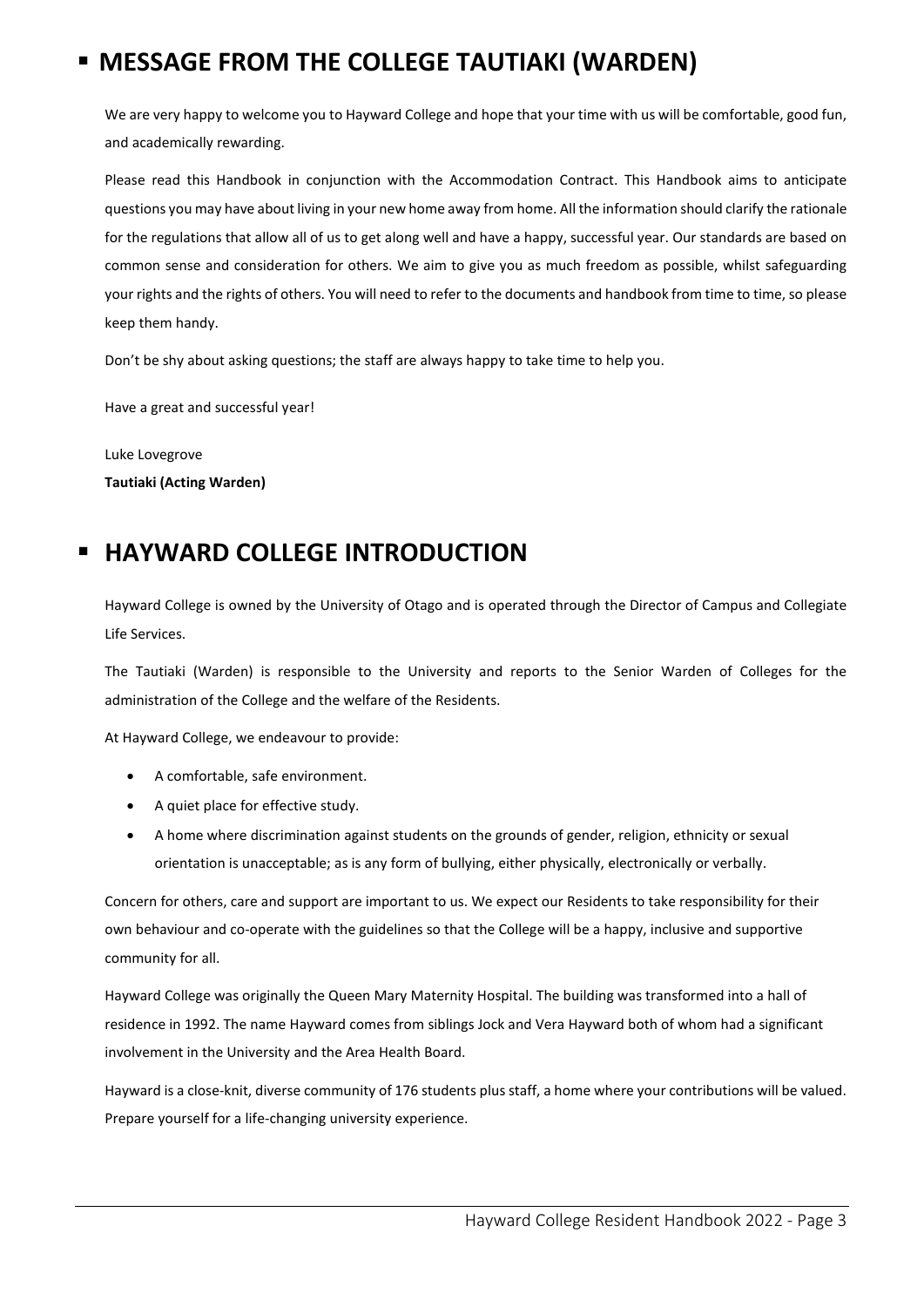## MESSAGE FROM THE COLLEGE TAUTIAKI (WARDEN)

We are very happy to welcome you to Hayward College and hope that your time with us will be comfortable, good fun, and academically rewarding.

Please read this Handbook in conjunction with the Accommodation Contract. This Handbook aims to anticipate questions you may have about living in your new home away from home. All the information should clarify the rationale for the regulations that allow all of us to get along well and have a happy, successful year. Our standards are based on common sense and consideration for others. We aim to give you as much freedom as possible, whilst safeguarding your rights and the rights of others. You will need to refer to the documents and handbook from time to time, so please keep them handy.

Don't be shy about asking questions; the staff are always happy to take time to help you.

Have a great and successful year!

Luke Lovegrove
**Tautiaki (Acting Warden)**

## HAYWARD COLLEGE INTRODUCTION

Hayward College is owned by the University of Otago and is operated through the Director of Campus and Collegiate Life Services.

The Tautiaki (Warden) is responsible to the University and reports to the Senior Warden of Colleges for the administration of the College and the welfare of the Residents.

At Hayward College, we endeavour to provide:

- A comfortable, safe environment.
- A quiet place for effective study.
- A home where discrimination against students on the grounds of gender, religion, ethnicity or sexual orientation is unacceptable; as is any form of bullying, either physically, electronically or verbally.

Concern for others, care and support are important to us. We expect our Residents to take responsibility for their own behaviour and co-operate with the guidelines so that the College will be a happy, inclusive and supportive community for all.

Hayward College was originally the Queen Mary Maternity Hospital. The building was transformed into a hall of residence in 1992. The name Hayward comes from siblings Jock and Vera Hayward both of whom had a significant involvement in the University and the Area Health Board.

Hayward is a close-knit, diverse community of 176 students plus staff, a home where your contributions will be valued. Prepare yourself for a life-changing university experience.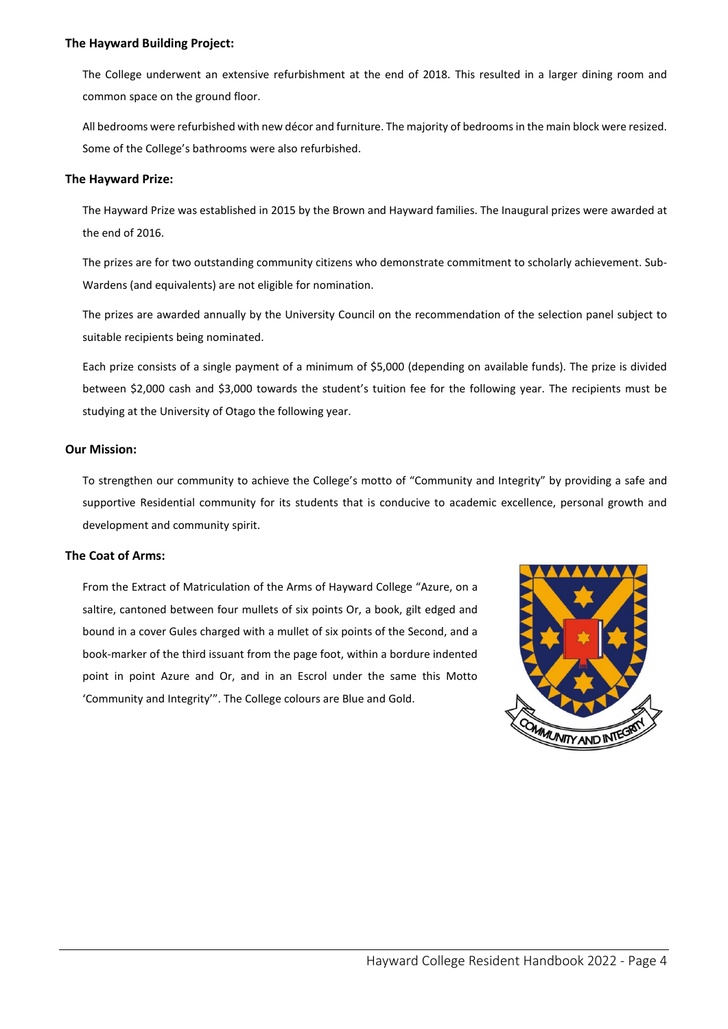**The Hayward Building Project:**

The College underwent an extensive refurbishment at the end of 2018. This resulted in a larger dining room and common space on the ground floor.

All bedrooms were refurbished with new décor and furniture. The majority of bedrooms in the main block were resized. Some of the College's bathrooms were also refurbished.

**The Hayward Prize:**

The Hayward Prize was established in 2015 by the Brown and Hayward families. The Inaugural prizes were awarded at the end of 2016.

The prizes are for two outstanding community citizens who demonstrate commitment to scholarly achievement. Sub-Wardens (and equivalents) are not eligible for nomination.

The prizes are awarded annually by the University Council on the recommendation of the selection panel subject to suitable recipients being nominated.

Each prize consists of a single payment of a minimum of $5,000 (depending on available funds). The prize is divided between $2,000 cash and $3,000 towards the student's tuition fee for the following year. The recipients must be studying at the University of Otago the following year.

**Our Mission:**

To strengthen our community to achieve the College's motto of "Community and Integrity" by providing a safe and supportive Residential community for its students that is conducive to academic excellence, personal growth and development and community spirit.

**The Coat of Arms:**

From the Extract of Matriculation of the Arms of Hayward College "Azure, on a saltire, cantoned between four mullets of six points Or, a book, gilt edged and bound in a cover Gules charged with a mullet of six points of the Second, and a book-marker of the third issuant from the page foot, within a bordure indented point in point Azure and Or, and in an Escrol under the same this Motto 'Community and Integrity'". The College colours are Blue and Gold.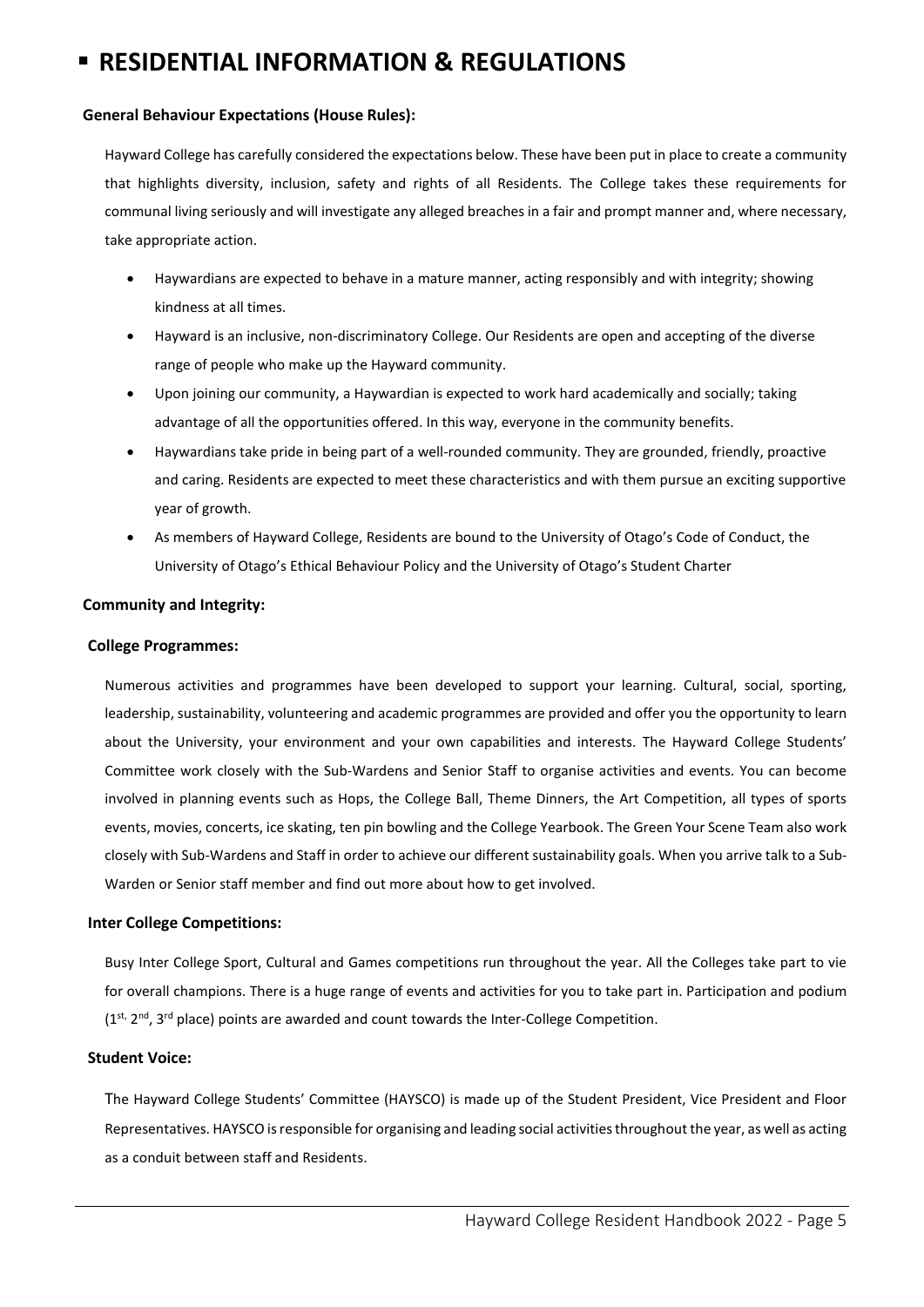# RESIDENTIAL INFORMATION & REGULATIONS

**General Behaviour Expectations (House Rules):**

Hayward College has carefully considered the expectations below. These have been put in place to create a community that highlights diversity, inclusion, safety and rights of all Residents. The College takes these requirements for communal living seriously and will investigate any alleged breaches in a fair and prompt manner and, where necessary, take appropriate action.

- Haywardians are expected to behave in a mature manner, acting responsibly and with integrity; showing kindness at all times.
- Hayward is an inclusive, non-discriminatory College. Our Residents are open and accepting of the diverse range of people who make up the Hayward community.
- Upon joining our community, a Haywardian is expected to work hard academically and socially; taking advantage of all the opportunities offered. In this way, everyone in the community benefits.
- Haywardians take pride in being part of a well-rounded community. They are grounded, friendly, proactive and caring. Residents are expected to meet these characteristics and with them pursue an exciting supportive year of growth.
- As members of Hayward College, Residents are bound to the University of Otago's Code of Conduct, the University of Otago's Ethical Behaviour Policy and the University of Otago's Student Charter

**Community and Integrity:**

**College Programmes:**

Numerous activities and programmes have been developed to support your learning. Cultural, social, sporting, leadership, sustainability, volunteering and academic programmes are provided and offer you the opportunity to learn about the University, your environment and your own capabilities and interests. The Hayward College Students' Committee work closely with the Sub-Wardens and Senior Staff to organise activities and events. You can become involved in planning events such as Hops, the College Ball, Theme Dinners, the Art Competition, all types of sports events, movies, concerts, ice skating, ten pin bowling and the College Yearbook. The Green Your Scene Team also work closely with Sub-Wardens and Staff in order to achieve our different sustainability goals. When you arrive talk to a Sub-Warden or Senior staff member and find out more about how to get involved.

**Inter College Competitions:**

Busy Inter College Sport, Cultural and Games competitions run throughout the year. All the Colleges take part to vie for overall champions. There is a huge range of events and activities for you to take part in. Participation and podium (1st, 2nd, 3rd place) points are awarded and count towards the Inter-College Competition.

**Student Voice:**

The Hayward College Students' Committee (HAYSCO) is made up of the Student President, Vice President and Floor Representatives. HAYSCO is responsible for organising and leading social activities throughout the year, as well as acting as a conduit between staff and Residents.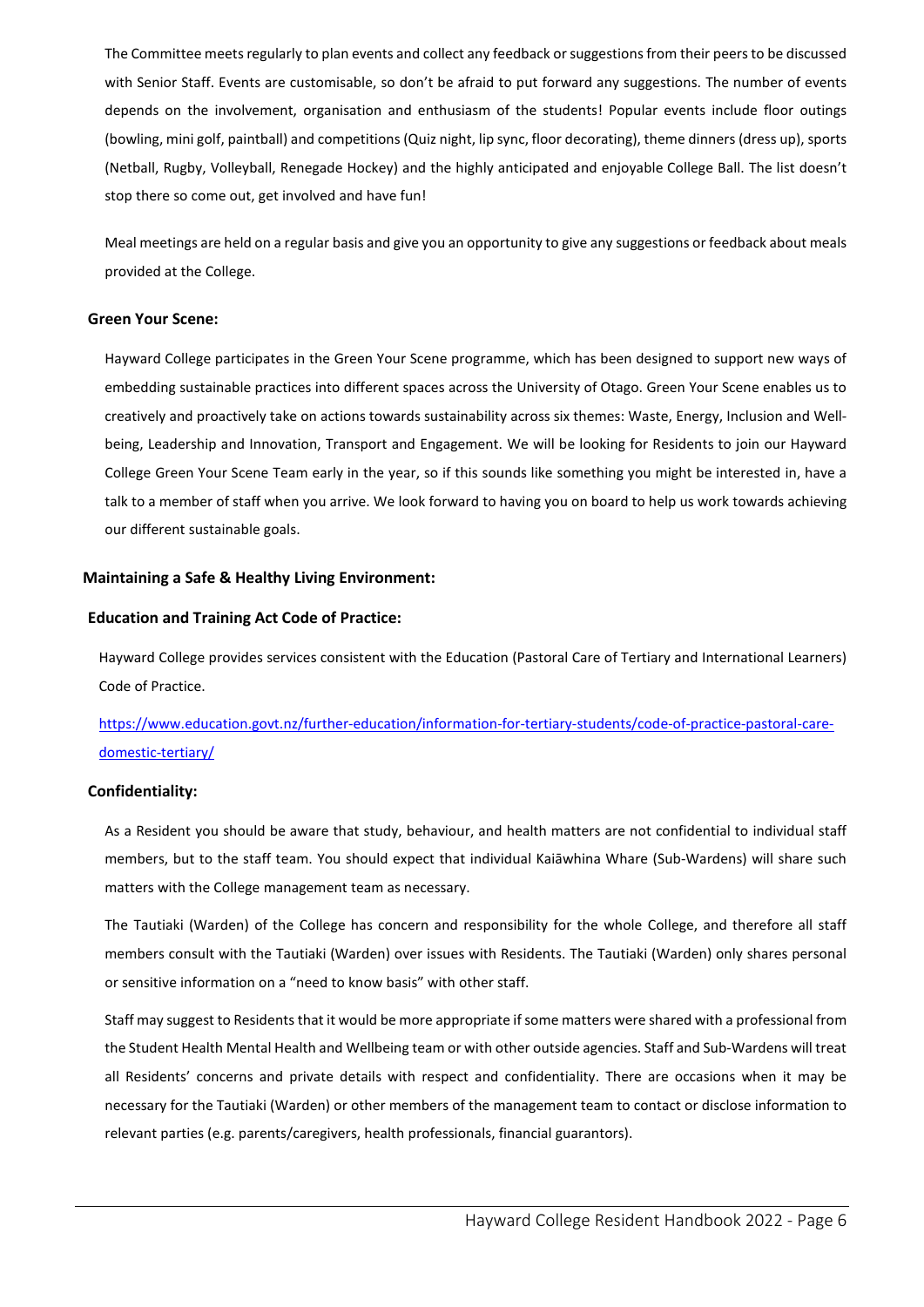The Committee meets regularly to plan events and collect any feedback or suggestions from their peers to be discussed with Senior Staff. Events are customisable, so don't be afraid to put forward any suggestions. The number of events depends on the involvement, organisation and enthusiasm of the students! Popular events include floor outings (bowling, mini golf, paintball) and competitions (Quiz night, lip sync, floor decorating), theme dinners (dress up), sports (Netball, Rugby, Volleyball, Renegade Hockey) and the highly anticipated and enjoyable College Ball. The list doesn't stop there so come out, get involved and have fun!

Meal meetings are held on a regular basis and give you an opportunity to give any suggestions or feedback about meals provided at the College.

### Green Your Scene:

Hayward College participates in the Green Your Scene programme, which has been designed to support new ways of embedding sustainable practices into different spaces across the University of Otago. Green Your Scene enables us to creatively and proactively take on actions towards sustainability across six themes: Waste, Energy, Inclusion and Well-being, Leadership and Innovation, Transport and Engagement. We will be looking for Residents to join our Hayward College Green Your Scene Team early in the year, so if this sounds like something you might be interested in, have a talk to a member of staff when you arrive. We look forward to having you on board to help us work towards achieving our different sustainable goals.

## Maintaining a Safe & Healthy Living Environment:

### Education and Training Act Code of Practice:

Hayward College provides services consistent with the Education (Pastoral Care of Tertiary and International Learners) Code of Practice.

https://www.education.govt.nz/further-education/information-for-tertiary-students/code-of-practice-pastoral-care-domestic-tertiary/

### Confidentiality:

As a Resident you should be aware that study, behaviour, and health matters are not confidential to individual staff members, but to the staff team. You should expect that individual Kaiāwhina Whare (Sub-Wardens) will share such matters with the College management team as necessary.

The Tautiaki (Warden) of the College has concern and responsibility for the whole College, and therefore all staff members consult with the Tautiaki (Warden) over issues with Residents. The Tautiaki (Warden) only shares personal or sensitive information on a "need to know basis" with other staff.

Staff may suggest to Residents that it would be more appropriate if some matters were shared with a professional from the Student Health Mental Health and Wellbeing team or with other outside agencies. Staff and Sub-Wardens will treat all Residents' concerns and private details with respect and confidentiality. There are occasions when it may be necessary for the Tautiaki (Warden) or other members of the management team to contact or disclose information to relevant parties (e.g. parents/caregivers, health professionals, financial guarantors).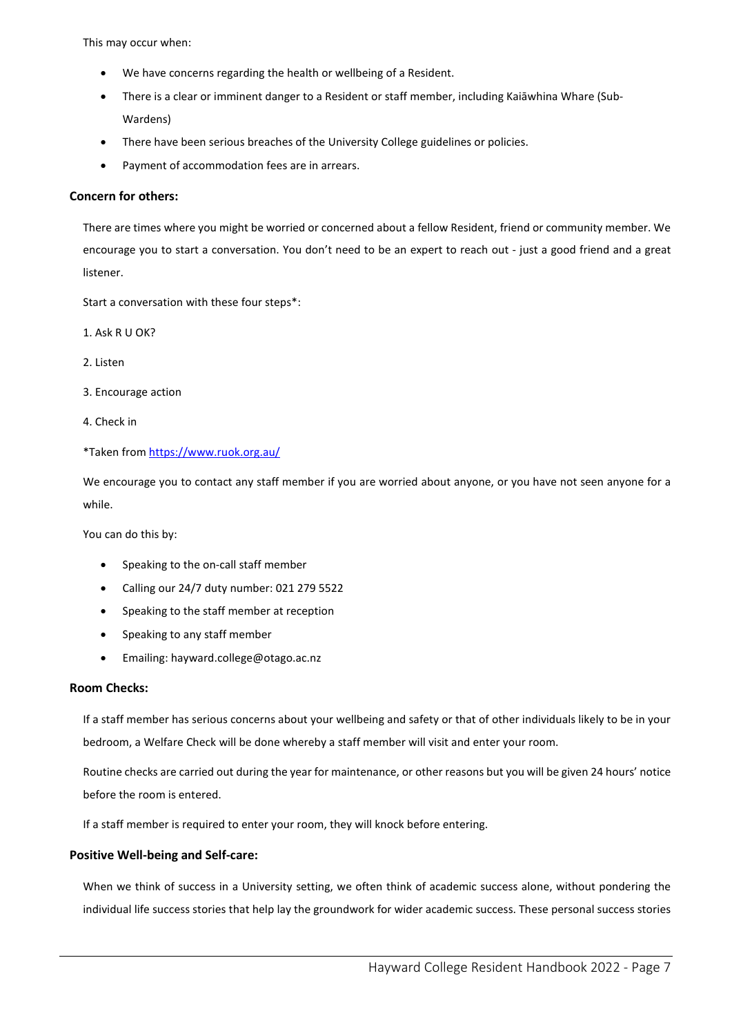This may occur when:

- We have concerns regarding the health or wellbeing of a Resident.
- There is a clear or imminent danger to a Resident or staff member, including Kaiāwhina Whare (Sub-Wardens)
- There have been serious breaches of the University College guidelines or policies.
- Payment of accommodation fees are in arrears.

### Concern for others:

There are times where you might be worried or concerned about a fellow Resident, friend or community member. We encourage you to start a conversation. You don't need to be an expert to reach out - just a good friend and a great listener.

Start a conversation with these four steps*:

1. Ask R U OK?
2. Listen
3. Encourage action
4. Check in

*Taken from https://www.ruok.org.au/

We encourage you to contact any staff member if you are worried about anyone, or you have not seen anyone for a while.

You can do this by:

- Speaking to the on-call staff member
- Calling our 24/7 duty number: 021 279 5522
- Speaking to the staff member at reception
- Speaking to any staff member
- Emailing: hayward.college@otago.ac.nz

### Room Checks:

If a staff member has serious concerns about your wellbeing and safety or that of other individuals likely to be in your bedroom, a Welfare Check will be done whereby a staff member will visit and enter your room.

Routine checks are carried out during the year for maintenance, or other reasons but you will be given 24 hours' notice before the room is entered.

If a staff member is required to enter your room, they will knock before entering.

### Positive Well-being and Self-care:

When we think of success in a University setting, we often think of academic success alone, without pondering the individual life success stories that help lay the groundwork for wider academic success. These personal success stories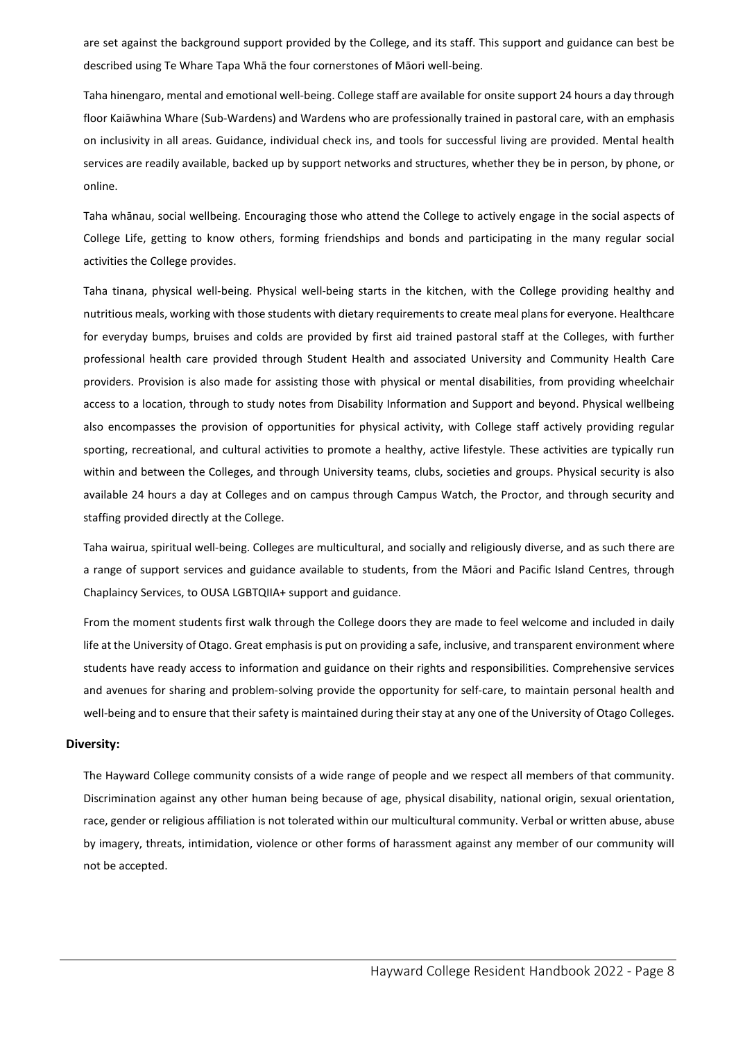are set against the background support provided by the College, and its staff. This support and guidance can best be described using Te Whare Tapa Whā the four cornerstones of Māori well-being.

Taha hinengaro, mental and emotional well-being. College staff are available for onsite support 24 hours a day through floor Kaiāwhina Whare (Sub-Wardens) and Wardens who are professionally trained in pastoral care, with an emphasis on inclusivity in all areas. Guidance, individual check ins, and tools for successful living are provided. Mental health services are readily available, backed up by support networks and structures, whether they be in person, by phone, or online.

Taha whānau, social wellbeing. Encouraging those who attend the College to actively engage in the social aspects of College Life, getting to know others, forming friendships and bonds and participating in the many regular social activities the College provides.

Taha tinana, physical well-being. Physical well-being starts in the kitchen, with the College providing healthy and nutritious meals, working with those students with dietary requirements to create meal plans for everyone. Healthcare for everyday bumps, bruises and colds are provided by first aid trained pastoral staff at the Colleges, with further professional health care provided through Student Health and associated University and Community Health Care providers. Provision is also made for assisting those with physical or mental disabilities, from providing wheelchair access to a location, through to study notes from Disability Information and Support and beyond. Physical wellbeing also encompasses the provision of opportunities for physical activity, with College staff actively providing regular sporting, recreational, and cultural activities to promote a healthy, active lifestyle. These activities are typically run within and between the Colleges, and through University teams, clubs, societies and groups. Physical security is also available 24 hours a day at Colleges and on campus through Campus Watch, the Proctor, and through security and staffing provided directly at the College.

Taha wairua, spiritual well-being. Colleges are multicultural, and socially and religiously diverse, and as such there are a range of support services and guidance available to students, from the Māori and Pacific Island Centres, through Chaplaincy Services, to OUSA LGBTQIIA+ support and guidance.

From the moment students first walk through the College doors they are made to feel welcome and included in daily life at the University of Otago. Great emphasis is put on providing a safe, inclusive, and transparent environment where students have ready access to information and guidance on their rights and responsibilities. Comprehensive services and avenues for sharing and problem-solving provide the opportunity for self-care, to maintain personal health and well-being and to ensure that their safety is maintained during their stay at any one of the University of Otago Colleges.

## Diversity:

The Hayward College community consists of a wide range of people and we respect all members of that community. Discrimination against any other human being because of age, physical disability, national origin, sexual orientation, race, gender or religious affiliation is not tolerated within our multicultural community. Verbal or written abuse, abuse by imagery, threats, intimidation, violence or other forms of harassment against any member of our community will not be accepted.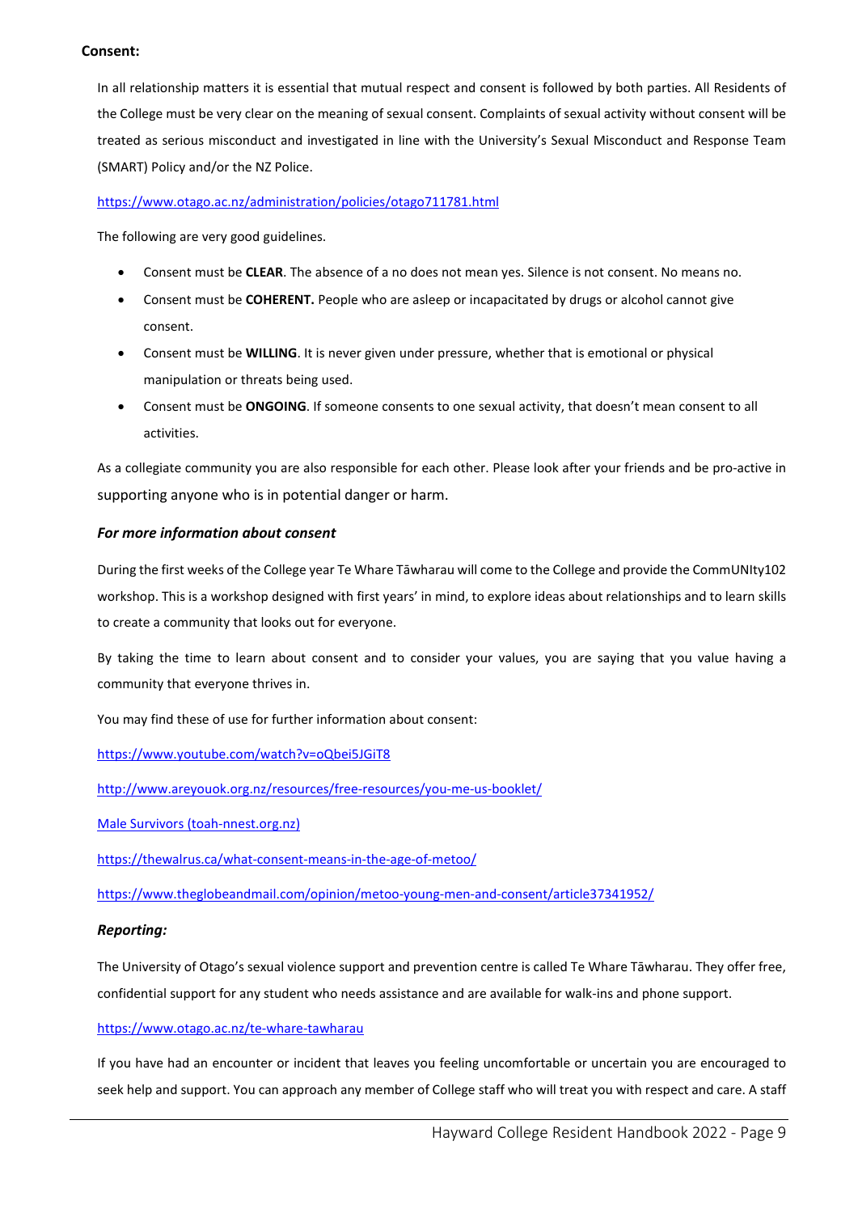**Consent:**

In all relationship matters it is essential that mutual respect and consent is followed by both parties. All Residents of the College must be very clear on the meaning of sexual consent. Complaints of sexual activity without consent will be treated as serious misconduct and investigated in line with the University's Sexual Misconduct and Response Team (SMART) Policy and/or the NZ Police.

https://www.otago.ac.nz/administration/policies/otago711781.html

The following are very good guidelines.

- Consent must be **CLEAR**. The absence of a no does not mean yes. Silence is not consent. No means no.
- Consent must be **COHERENT.** People who are asleep or incapacitated by drugs or alcohol cannot give consent.
- Consent must be **WILLING**. It is never given under pressure, whether that is emotional or physical manipulation or threats being used.
- Consent must be **ONGOING**. If someone consents to one sexual activity, that doesn't mean consent to all activities.

As a collegiate community you are also responsible for each other. Please look after your friends and be pro-active in supporting anyone who is in potential danger or harm.

***For more information about consent***

During the first weeks of the College year Te Whare Tāwharau will come to the College and provide the CommUNIty102 workshop. This is a workshop designed with first years' in mind, to explore ideas about relationships and to learn skills to create a community that looks out for everyone.

By taking the time to learn about consent and to consider your values, you are saying that you value having a community that everyone thrives in.

You may find these of use for further information about consent:

https://www.youtube.com/watch?v=oQbei5JGiT8

http://www.areyouok.org.nz/resources/free-resources/you-me-us-booklet/

Male Survivors (toah-nnest.org.nz)

https://thewalrus.ca/what-consent-means-in-the-age-of-metoo/

https://www.theglobeandmail.com/opinion/metoo-young-men-and-consent/article37341952/

***Reporting:***

The University of Otago's sexual violence support and prevention centre is called Te Whare Tāwharau. They offer free, confidential support for any student who needs assistance and are available for walk-ins and phone support.

https://www.otago.ac.nz/te-whare-tawharau

If you have had an encounter or incident that leaves you feeling uncomfortable or uncertain you are encouraged to seek help and support. You can approach any member of College staff who will treat you with respect and care. A staff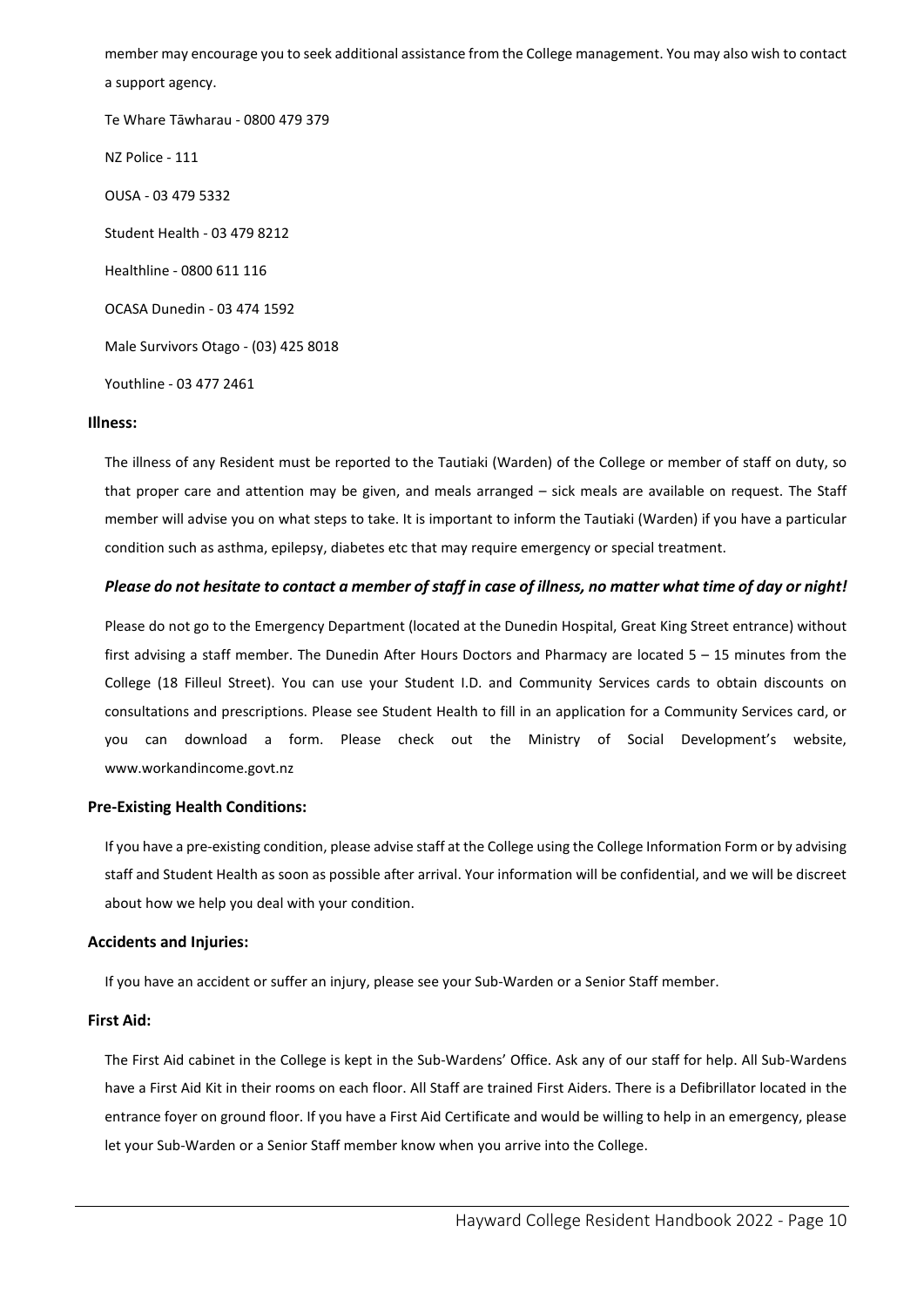member may encourage you to seek additional assistance from the College management. You may also wish to contact a support agency.

Te Whare Tāwharau - 0800 479 379

NZ Police - 111

OUSA - 03 479 5332

Student Health - 03 479 8212

Healthline - 0800 611 116

OCASA Dunedin - 03 474 1592

Male Survivors Otago - (03) 425 8018

Youthline - 03 477 2461

### Illness:

The illness of any Resident must be reported to the Tautiaki (Warden) of the College or member of staff on duty, so that proper care and attention may be given, and meals arranged – sick meals are available on request. The Staff member will advise you on what steps to take. It is important to inform the Tautiaki (Warden) if you have a particular condition such as asthma, epilepsy, diabetes etc that may require emergency or special treatment.

***Please do not hesitate to contact a member of staff in case of illness, no matter what time of day or night!***

Please do not go to the Emergency Department (located at the Dunedin Hospital, Great King Street entrance) without first advising a staff member. The Dunedin After Hours Doctors and Pharmacy are located 5 – 15 minutes from the College (18 Filleul Street). You can use your Student I.D. and Community Services cards to obtain discounts on consultations and prescriptions. Please see Student Health to fill in an application for a Community Services card, or you can download a form. Please check out the Ministry of Social Development's website, www.workandincome.govt.nz

### Pre-Existing Health Conditions:

If you have a pre-existing condition, please advise staff at the College using the College Information Form or by advising staff and Student Health as soon as possible after arrival. Your information will be confidential, and we will be discreet about how we help you deal with your condition.

### Accidents and Injuries:

If you have an accident or suffer an injury, please see your Sub-Warden or a Senior Staff member.

### First Aid:

The First Aid cabinet in the College is kept in the Sub-Wardens' Office. Ask any of our staff for help. All Sub-Wardens have a First Aid Kit in their rooms on each floor. All Staff are trained First Aiders. There is a Defibrillator located in the entrance foyer on ground floor. If you have a First Aid Certificate and would be willing to help in an emergency, please let your Sub-Warden or a Senior Staff member know when you arrive into the College.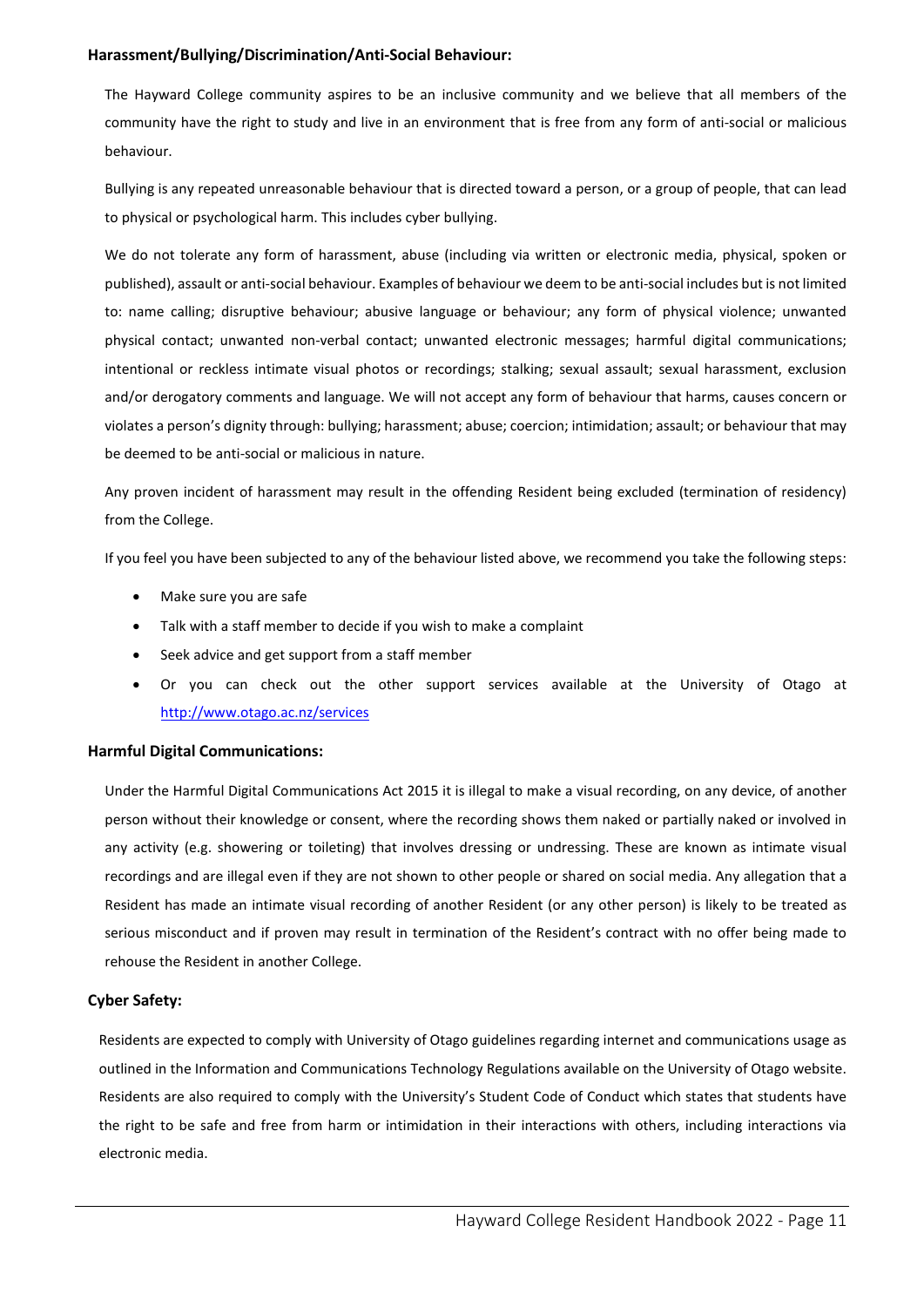### Harassment/Bullying/Discrimination/Anti-Social Behaviour:

The Hayward College community aspires to be an inclusive community and we believe that all members of the community have the right to study and live in an environment that is free from any form of anti-social or malicious behaviour.

Bullying is any repeated unreasonable behaviour that is directed toward a person, or a group of people, that can lead to physical or psychological harm. This includes cyber bullying.

We do not tolerate any form of harassment, abuse (including via written or electronic media, physical, spoken or published), assault or anti-social behaviour. Examples of behaviour we deem to be anti-social includes but is not limited to: name calling; disruptive behaviour; abusive language or behaviour; any form of physical violence; unwanted physical contact; unwanted non-verbal contact; unwanted electronic messages; harmful digital communications; intentional or reckless intimate visual photos or recordings; stalking; sexual assault; sexual harassment, exclusion and/or derogatory comments and language. We will not accept any form of behaviour that harms, causes concern or violates a person's dignity through: bullying; harassment; abuse; coercion; intimidation; assault; or behaviour that may be deemed to be anti-social or malicious in nature.

Any proven incident of harassment may result in the offending Resident being excluded (termination of residency) from the College.

If you feel you have been subjected to any of the behaviour listed above, we recommend you take the following steps:

- Make sure you are safe
- Talk with a staff member to decide if you wish to make a complaint
- Seek advice and get support from a staff member
- Or you can check out the other support services available at the University of Otago at http://www.otago.ac.nz/services

### Harmful Digital Communications:

Under the Harmful Digital Communications Act 2015 it is illegal to make a visual recording, on any device, of another person without their knowledge or consent, where the recording shows them naked or partially naked or involved in any activity (e.g. showering or toileting) that involves dressing or undressing. These are known as intimate visual recordings and are illegal even if they are not shown to other people or shared on social media. Any allegation that a Resident has made an intimate visual recording of another Resident (or any other person) is likely to be treated as serious misconduct and if proven may result in termination of the Resident's contract with no offer being made to rehouse the Resident in another College.

### Cyber Safety:

Residents are expected to comply with University of Otago guidelines regarding internet and communications usage as outlined in the Information and Communications Technology Regulations available on the University of Otago website. Residents are also required to comply with the University's Student Code of Conduct which states that students have the right to be safe and free from harm or intimidation in their interactions with others, including interactions via electronic media.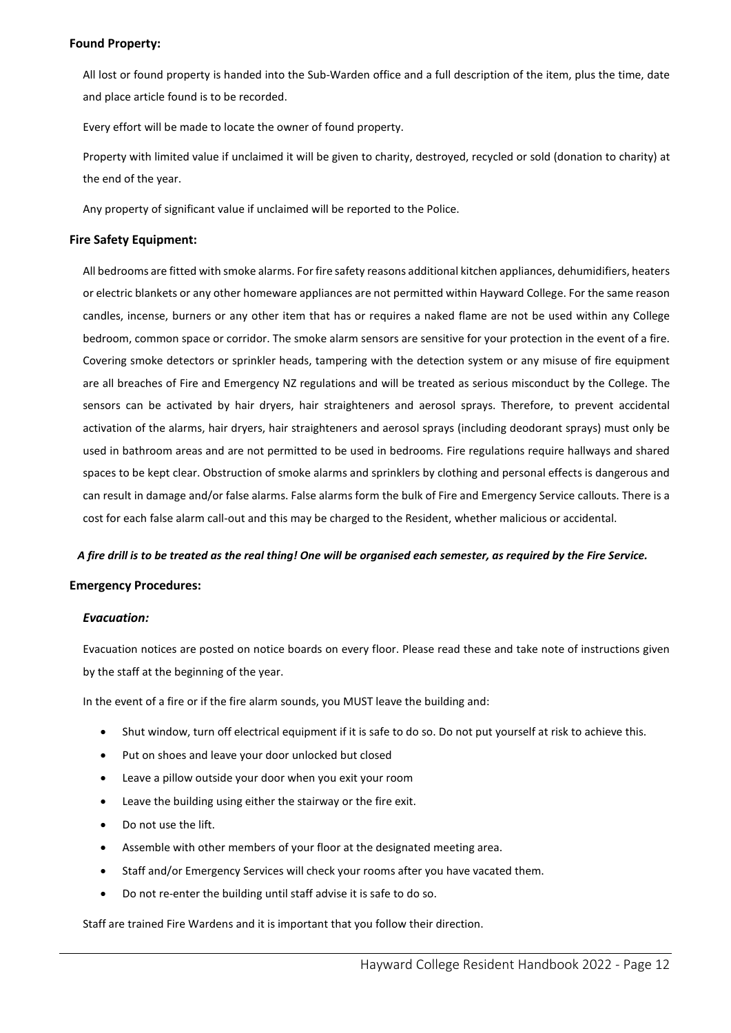**Found Property:**

All lost or found property is handed into the Sub-Warden office and a full description of the item, plus the time, date and place article found is to be recorded.

Every effort will be made to locate the owner of found property.

Property with limited value if unclaimed it will be given to charity, destroyed, recycled or sold (donation to charity) at the end of the year.

Any property of significant value if unclaimed will be reported to the Police.

**Fire Safety Equipment:**

All bedrooms are fitted with smoke alarms. For fire safety reasons additional kitchen appliances, dehumidifiers, heaters or electric blankets or any other homeware appliances are not permitted within Hayward College. For the same reason candles, incense, burners or any other item that has or requires a naked flame are not be used within any College bedroom, common space or corridor. The smoke alarm sensors are sensitive for your protection in the event of a fire. Covering smoke detectors or sprinkler heads, tampering with the detection system or any misuse of fire equipment are all breaches of Fire and Emergency NZ regulations and will be treated as serious misconduct by the College. The sensors can be activated by hair dryers, hair straighteners and aerosol sprays. Therefore, to prevent accidental activation of the alarms, hair dryers, hair straighteners and aerosol sprays (including deodorant sprays) must only be used in bathroom areas and are not permitted to be used in bedrooms. Fire regulations require hallways and shared spaces to be kept clear. Obstruction of smoke alarms and sprinklers by clothing and personal effects is dangerous and can result in damage and/or false alarms. False alarms form the bulk of Fire and Emergency Service callouts. There is a cost for each false alarm call-out and this may be charged to the Resident, whether malicious or accidental.

***A fire drill is to be treated as the real thing! One will be organised each semester, as required by the Fire Service.***

**Emergency Procedures:**

***Evacuation:***

Evacuation notices are posted on notice boards on every floor. Please read these and take note of instructions given by the staff at the beginning of the year.

In the event of a fire or if the fire alarm sounds, you MUST leave the building and:

- Shut window, turn off electrical equipment if it is safe to do so. Do not put yourself at risk to achieve this.
- Put on shoes and leave your door unlocked but closed
- Leave a pillow outside your door when you exit your room
- Leave the building using either the stairway or the fire exit.
- Do not use the lift.
- Assemble with other members of your floor at the designated meeting area.
- Staff and/or Emergency Services will check your rooms after you have vacated them.
- Do not re-enter the building until staff advise it is safe to do so.

Staff are trained Fire Wardens and it is important that you follow their direction.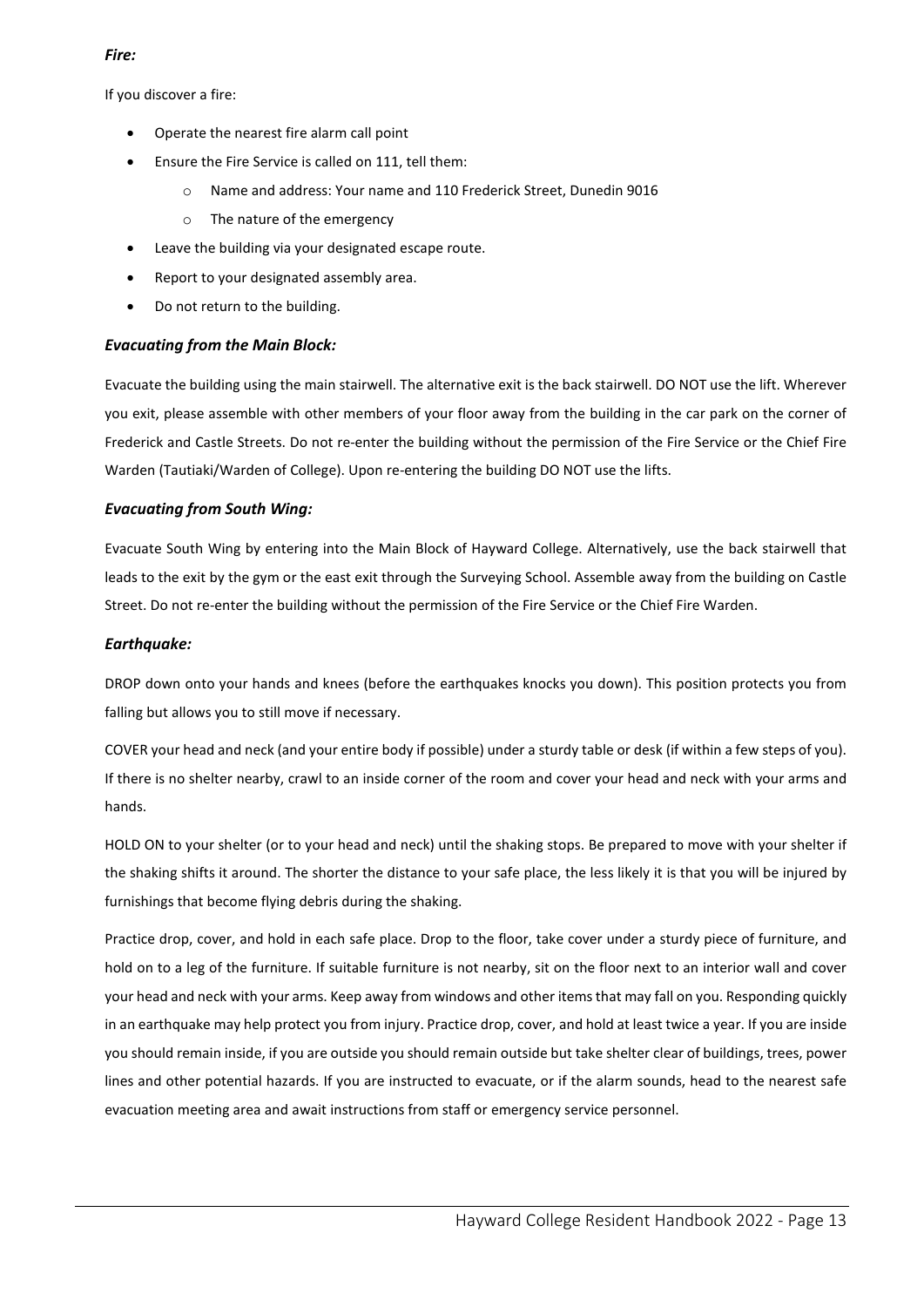***Fire:***

If you discover a fire:

- Operate the nearest fire alarm call point
- Ensure the Fire Service is called on 111, tell them:
  - Name and address: Your name and 110 Frederick Street, Dunedin 9016
  - The nature of the emergency
- Leave the building via your designated escape route.
- Report to your designated assembly area.
- Do not return to the building.

***Evacuating from the Main Block:***

Evacuate the building using the main stairwell. The alternative exit is the back stairwell. DO NOT use the lift. Wherever you exit, please assemble with other members of your floor away from the building in the car park on the corner of Frederick and Castle Streets. Do not re-enter the building without the permission of the Fire Service or the Chief Fire Warden (Tautiaki/Warden of College). Upon re-entering the building DO NOT use the lifts.

***Evacuating from South Wing:***

Evacuate South Wing by entering into the Main Block of Hayward College. Alternatively, use the back stairwell that leads to the exit by the gym or the east exit through the Surveying School. Assemble away from the building on Castle Street. Do not re-enter the building without the permission of the Fire Service or the Chief Fire Warden.

***Earthquake:***

DROP down onto your hands and knees (before the earthquakes knocks you down). This position protects you from falling but allows you to still move if necessary.

COVER your head and neck (and your entire body if possible) under a sturdy table or desk (if within a few steps of you). If there is no shelter nearby, crawl to an inside corner of the room and cover your head and neck with your arms and hands.

HOLD ON to your shelter (or to your head and neck) until the shaking stops. Be prepared to move with your shelter if the shaking shifts it around. The shorter the distance to your safe place, the less likely it is that you will be injured by furnishings that become flying debris during the shaking.

Practice drop, cover, and hold in each safe place. Drop to the floor, take cover under a sturdy piece of furniture, and hold on to a leg of the furniture. If suitable furniture is not nearby, sit on the floor next to an interior wall and cover your head and neck with your arms. Keep away from windows and other items that may fall on you. Responding quickly in an earthquake may help protect you from injury. Practice drop, cover, and hold at least twice a year. If you are inside you should remain inside, if you are outside you should remain outside but take shelter clear of buildings, trees, power lines and other potential hazards. If you are instructed to evacuate, or if the alarm sounds, head to the nearest safe evacuation meeting area and await instructions from staff or emergency service personnel.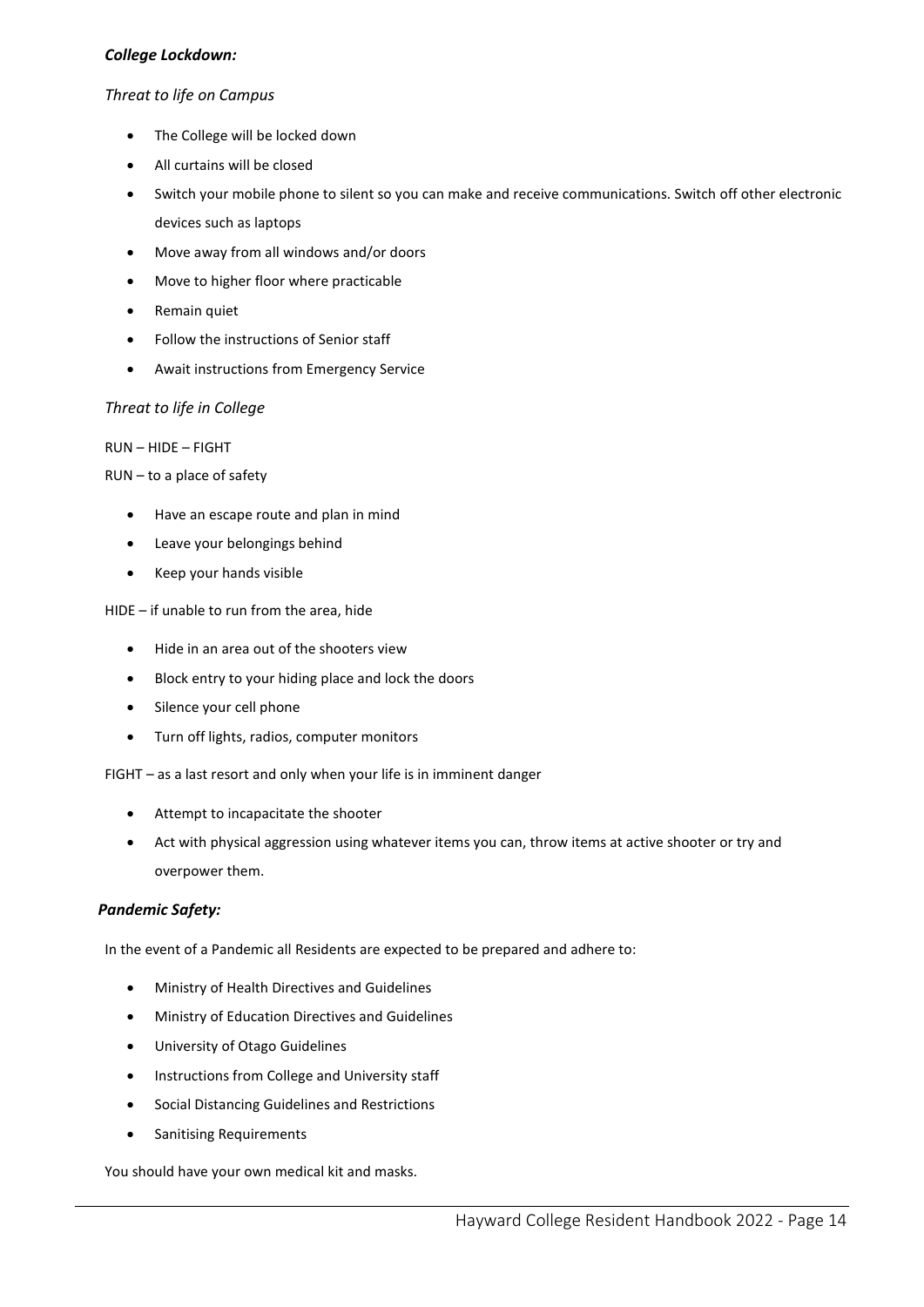***College Lockdown:***

*Threat to life on Campus*

- The College will be locked down
- All curtains will be closed
- Switch your mobile phone to silent so you can make and receive communications. Switch off other electronic devices such as laptops
- Move away from all windows and/or doors
- Move to higher floor where practicable
- Remain quiet
- Follow the instructions of Senior staff
- Await instructions from Emergency Service

*Threat to life in College*

RUN – HIDE – FIGHT

RUN – to a place of safety

- Have an escape route and plan in mind
- Leave your belongings behind
- Keep your hands visible

HIDE – if unable to run from the area, hide

- Hide in an area out of the shooters view
- Block entry to your hiding place and lock the doors
- Silence your cell phone
- Turn off lights, radios, computer monitors

FIGHT – as a last resort and only when your life is in imminent danger

- Attempt to incapacitate the shooter
- Act with physical aggression using whatever items you can, throw items at active shooter or try and overpower them.

***Pandemic Safety:***

In the event of a Pandemic all Residents are expected to be prepared and adhere to:

- Ministry of Health Directives and Guidelines
- Ministry of Education Directives and Guidelines
- University of Otago Guidelines
- Instructions from College and University staff
- Social Distancing Guidelines and Restrictions
- Sanitising Requirements

You should have your own medical kit and masks.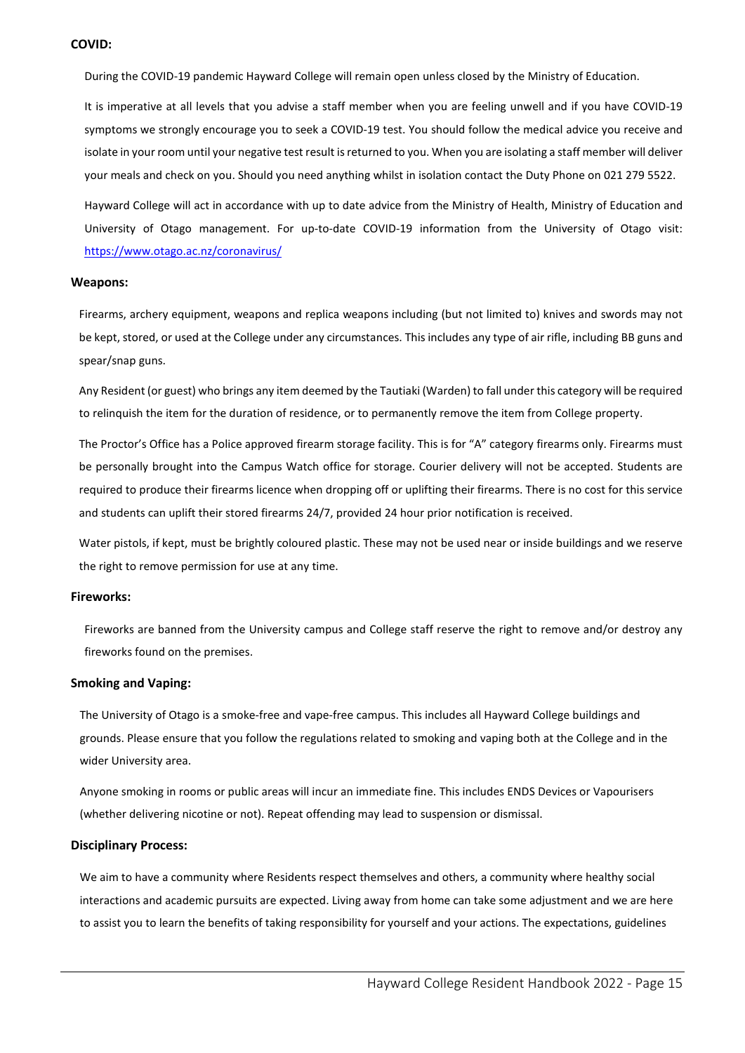### COVID:

During the COVID-19 pandemic Hayward College will remain open unless closed by the Ministry of Education.

It is imperative at all levels that you advise a staff member when you are feeling unwell and if you have COVID-19 symptoms we strongly encourage you to seek a COVID-19 test. You should follow the medical advice you receive and isolate in your room until your negative test result is returned to you. When you are isolating a staff member will deliver your meals and check on you. Should you need anything whilst in isolation contact the Duty Phone on 021 279 5522.

Hayward College will act in accordance with up to date advice from the Ministry of Health, Ministry of Education and University of Otago management. For up-to-date COVID-19 information from the University of Otago visit: [https://www.otago.ac.nz/coronavirus/](https://www.otago.ac.nz/coronavirus/)

### Weapons:

Firearms, archery equipment, weapons and replica weapons including (but not limited to) knives and swords may not be kept, stored, or used at the College under any circumstances. This includes any type of air rifle, including BB guns and spear/snap guns.

Any Resident (or guest) who brings any item deemed by the Tautiaki (Warden) to fall under this category will be required to relinquish the item for the duration of residence, or to permanently remove the item from College property.

The Proctor's Office has a Police approved firearm storage facility. This is for "A" category firearms only. Firearms must be personally brought into the Campus Watch office for storage. Courier delivery will not be accepted. Students are required to produce their firearms licence when dropping off or uplifting their firearms. There is no cost for this service and students can uplift their stored firearms 24/7, provided 24 hour prior notification is received.

Water pistols, if kept, must be brightly coloured plastic. These may not be used near or inside buildings and we reserve the right to remove permission for use at any time.

### Fireworks:

Fireworks are banned from the University campus and College staff reserve the right to remove and/or destroy any fireworks found on the premises.

### Smoking and Vaping:

The University of Otago is a smoke-free and vape-free campus. This includes all Hayward College buildings and grounds. Please ensure that you follow the regulations related to smoking and vaping both at the College and in the wider University area.

Anyone smoking in rooms or public areas will incur an immediate fine. This includes ENDS Devices or Vapourisers (whether delivering nicotine or not). Repeat offending may lead to suspension or dismissal.

### Disciplinary Process:

We aim to have a community where Residents respect themselves and others, a community where healthy social interactions and academic pursuits are expected. Living away from home can take some adjustment and we are here to assist you to learn the benefits of taking responsibility for yourself and your actions. The expectations, guidelines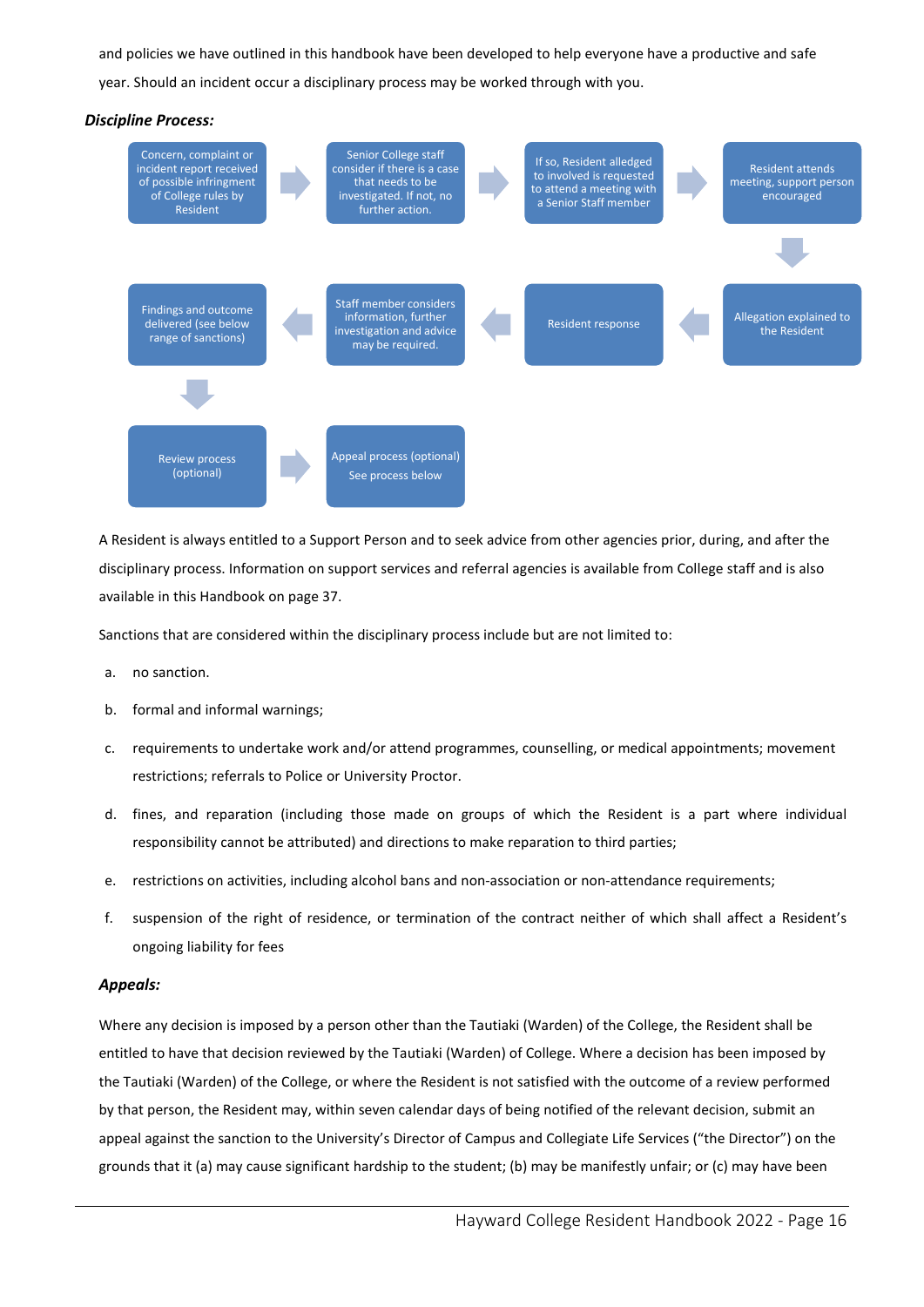and policies we have outlined in this handbook have been developed to help everyone have a productive and safe year. Should an incident occur a disciplinary process may be worked through with you.

### *Discipline Process:*

1. Concern, complaint or incident report received of possible infringment of College rules by Resident
2. Senior College staff consider if there is a case that needs to be investigated. If not, no further action.
3. If so, Resident alledged to involved is requested to attend a meeting with a Senior Staff member
4. Resident attends meeting, support person encouraged
5. Allegation explained to the Resident
6. Resident response
7. Staff member considers information, further investigation and advice may be required.
8. Findings and outcome delivered (see below range of sanctions)
9. Review process (optional)
10. Appeal process (optional) See process below

A Resident is always entitled to a Support Person and to seek advice from other agencies prior, during, and after the disciplinary process. Information on support services and referral agencies is available from College staff and is also available in this Handbook on page 37.

Sanctions that are considered within the disciplinary process include but are not limited to:

a. no sanction.

b. formal and informal warnings;

c. requirements to undertake work and/or attend programmes, counselling, or medical appointments; movement restrictions; referrals to Police or University Proctor.

d. fines, and reparation (including those made on groups of which the Resident is a part where individual responsibility cannot be attributed) and directions to make reparation to third parties;

e. restrictions on activities, including alcohol bans and non-association or non-attendance requirements;

f. suspension of the right of residence, or termination of the contract neither of which shall affect a Resident's ongoing liability for fees

### *Appeals:*

Where any decision is imposed by a person other than the Tautiaki (Warden) of the College, the Resident shall be entitled to have that decision reviewed by the Tautiaki (Warden) of College. Where a decision has been imposed by the Tautiaki (Warden) of the College, or where the Resident is not satisfied with the outcome of a review performed by that person, the Resident may, within seven calendar days of being notified of the relevant decision, submit an appeal against the sanction to the University's Director of Campus and Collegiate Life Services ("the Director") on the grounds that it (a) may cause significant hardship to the student; (b) may be manifestly unfair; or (c) may have been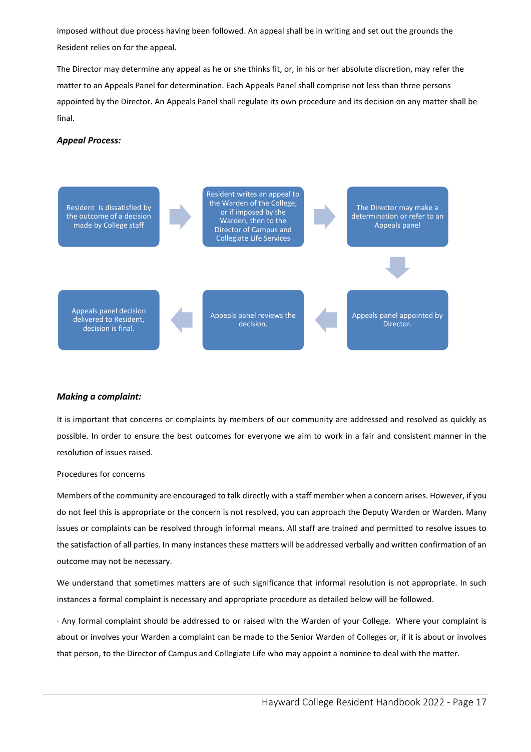imposed without due process having been followed. An appeal shall be in writing and set out the grounds the Resident relies on for the appeal.

The Director may determine any appeal as he or she thinks fit, or, in his or her absolute discretion, may refer the matter to an Appeals Panel for determination. Each Appeals Panel shall comprise not less than three persons appointed by the Director. An Appeals Panel shall regulate its own procedure and its decision on any matter shall be final.

***Appeal Process:***

Resident is dissatisfied by the outcome of a decision made by College staff

Resident writes an appeal to the Warden of the College, or if imposed by the Warden, then to the Director of Campus and Collegiate Life Services

The Director may make a determination or refer to an Appeals panel

Appeals panel appointed by Director.

Appeals panel reviews the decision.

Appeals panel decision delivered to Resident, decision is final.

***Making a complaint:***

It is important that concerns or complaints by members of our community are addressed and resolved as quickly as possible. In order to ensure the best outcomes for everyone we aim to work in a fair and consistent manner in the resolution of issues raised.

Procedures for concerns

Members of the community are encouraged to talk directly with a staff member when a concern arises. However, if you do not feel this is appropriate or the concern is not resolved, you can approach the Deputy Warden or Warden. Many issues or complaints can be resolved through informal means. All staff are trained and permitted to resolve issues to the satisfaction of all parties. In many instances these matters will be addressed verbally and written confirmation of an outcome may not be necessary.

We understand that sometimes matters are of such significance that informal resolution is not appropriate. In such instances a formal complaint is necessary and appropriate procedure as detailed below will be followed.

· Any formal complaint should be addressed to or raised with the Warden of your College. Where your complaint is about or involves your Warden a complaint can be made to the Senior Warden of Colleges or, if it is about or involves that person, to the Director of Campus and Collegiate Life who may appoint a nominee to deal with the matter.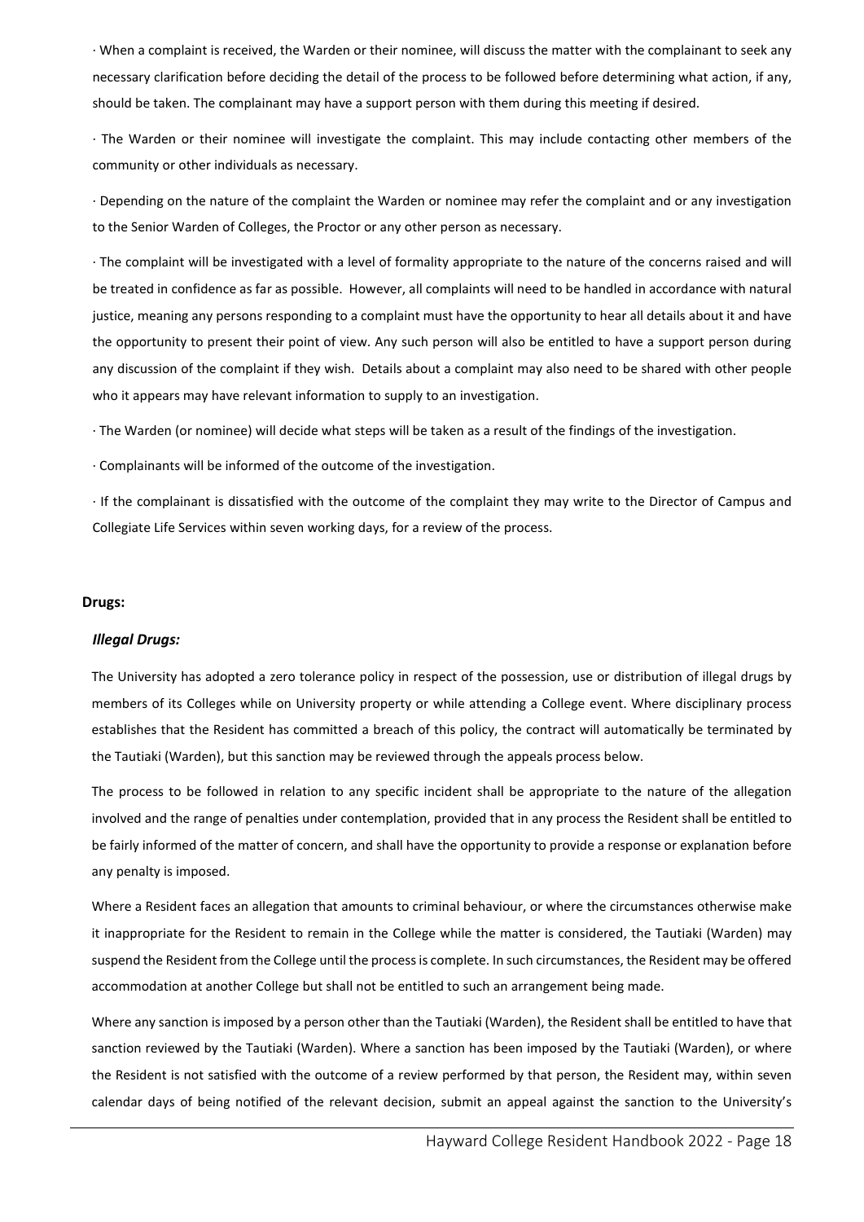· When a complaint is received, the Warden or their nominee, will discuss the matter with the complainant to seek any necessary clarification before deciding the detail of the process to be followed before determining what action, if any, should be taken. The complainant may have a support person with them during this meeting if desired.

· The Warden or their nominee will investigate the complaint. This may include contacting other members of the community or other individuals as necessary.

· Depending on the nature of the complaint the Warden or nominee may refer the complaint and or any investigation to the Senior Warden of Colleges, the Proctor or any other person as necessary.

· The complaint will be investigated with a level of formality appropriate to the nature of the concerns raised and will be treated in confidence as far as possible. However, all complaints will need to be handled in accordance with natural justice, meaning any persons responding to a complaint must have the opportunity to hear all details about it and have the opportunity to present their point of view. Any such person will also be entitled to have a support person during any discussion of the complaint if they wish. Details about a complaint may also need to be shared with other people who it appears may have relevant information to supply to an investigation.

· The Warden (or nominee) will decide what steps will be taken as a result of the findings of the investigation.

· Complainants will be informed of the outcome of the investigation.

· If the complainant is dissatisfied with the outcome of the complaint they may write to the Director of Campus and Collegiate Life Services within seven working days, for a review of the process.

**Drugs:**

***Illegal Drugs:***

The University has adopted a zero tolerance policy in respect of the possession, use or distribution of illegal drugs by members of its Colleges while on University property or while attending a College event. Where disciplinary process establishes that the Resident has committed a breach of this policy, the contract will automatically be terminated by the Tautiaki (Warden), but this sanction may be reviewed through the appeals process below.

The process to be followed in relation to any specific incident shall be appropriate to the nature of the allegation involved and the range of penalties under contemplation, provided that in any process the Resident shall be entitled to be fairly informed of the matter of concern, and shall have the opportunity to provide a response or explanation before any penalty is imposed.

Where a Resident faces an allegation that amounts to criminal behaviour, or where the circumstances otherwise make it inappropriate for the Resident to remain in the College while the matter is considered, the Tautiaki (Warden) may suspend the Resident from the College until the process is complete. In such circumstances, the Resident may be offered accommodation at another College but shall not be entitled to such an arrangement being made.

Where any sanction is imposed by a person other than the Tautiaki (Warden), the Resident shall be entitled to have that sanction reviewed by the Tautiaki (Warden). Where a sanction has been imposed by the Tautiaki (Warden), or where the Resident is not satisfied with the outcome of a review performed by that person, the Resident may, within seven calendar days of being notified of the relevant decision, submit an appeal against the sanction to the University's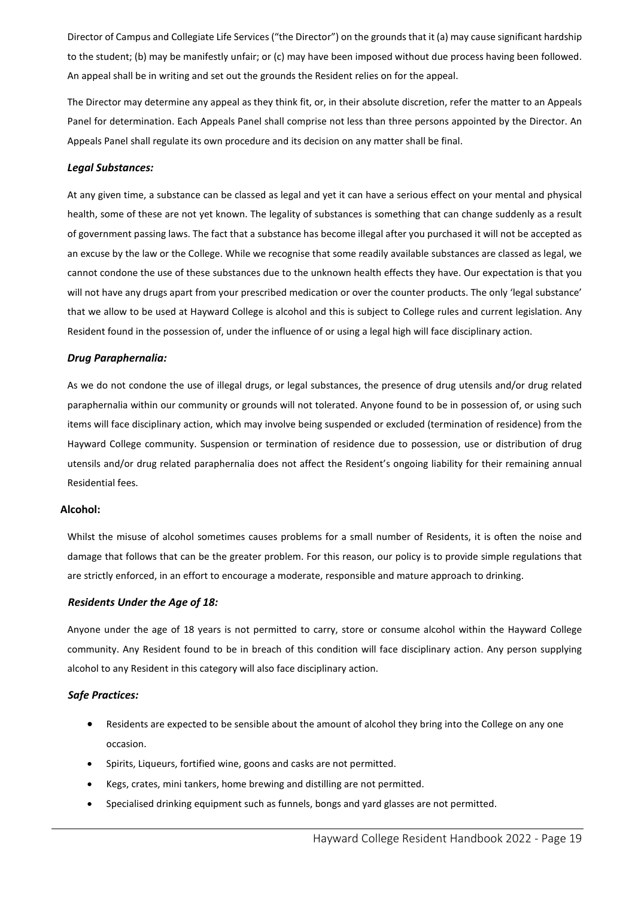Director of Campus and Collegiate Life Services ("the Director") on the grounds that it (a) may cause significant hardship to the student; (b) may be manifestly unfair; or (c) may have been imposed without due process having been followed. An appeal shall be in writing and set out the grounds the Resident relies on for the appeal.

The Director may determine any appeal as they think fit, or, in their absolute discretion, refer the matter to an Appeals Panel for determination. Each Appeals Panel shall comprise not less than three persons appointed by the Director. An Appeals Panel shall regulate its own procedure and its decision on any matter shall be final.

### *Legal Substances:*

At any given time, a substance can be classed as legal and yet it can have a serious effect on your mental and physical health, some of these are not yet known. The legality of substances is something that can change suddenly as a result of government passing laws. The fact that a substance has become illegal after you purchased it will not be accepted as an excuse by the law or the College. While we recognise that some readily available substances are classed as legal, we cannot condone the use of these substances due to the unknown health effects they have. Our expectation is that you will not have any drugs apart from your prescribed medication or over the counter products. The only 'legal substance' that we allow to be used at Hayward College is alcohol and this is subject to College rules and current legislation. Any Resident found in the possession of, under the influence of or using a legal high will face disciplinary action.

### *Drug Paraphernalia:*

As we do not condone the use of illegal drugs, or legal substances, the presence of drug utensils and/or drug related paraphernalia within our community or grounds will not tolerated. Anyone found to be in possession of, or using such items will face disciplinary action, which may involve being suspended or excluded (termination of residence) from the Hayward College community. Suspension or termination of residence due to possession, use or distribution of drug utensils and/or drug related paraphernalia does not affect the Resident's ongoing liability for their remaining annual Residential fees.

## **Alcohol:**

Whilst the misuse of alcohol sometimes causes problems for a small number of Residents, it is often the noise and damage that follows that can be the greater problem. For this reason, our policy is to provide simple regulations that are strictly enforced, in an effort to encourage a moderate, responsible and mature approach to drinking.

### *Residents Under the Age of 18:*

Anyone under the age of 18 years is not permitted to carry, store or consume alcohol within the Hayward College community. Any Resident found to be in breach of this condition will face disciplinary action. Any person supplying alcohol to any Resident in this category will also face disciplinary action.

### *Safe Practices:*

- Residents are expected to be sensible about the amount of alcohol they bring into the College on any one occasion.
- Spirits, Liqueurs, fortified wine, goons and casks are not permitted.
- Kegs, crates, mini tankers, home brewing and distilling are not permitted.
- Specialised drinking equipment such as funnels, bongs and yard glasses are not permitted.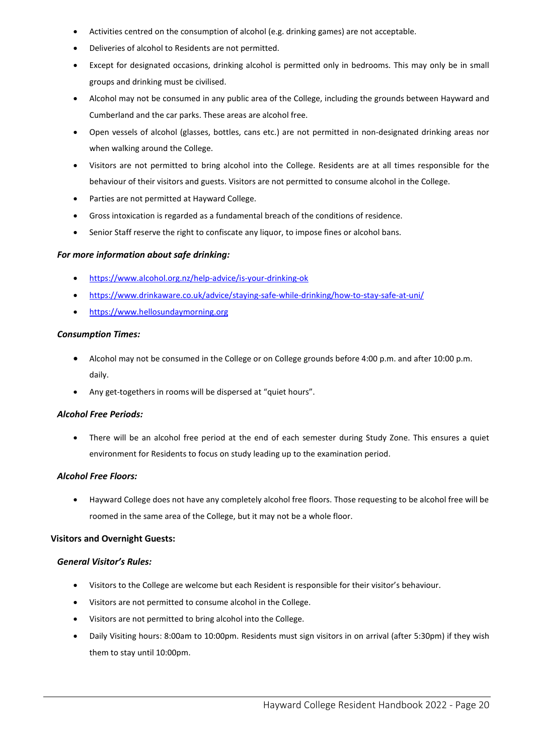- Activities centred on the consumption of alcohol (e.g. drinking games) are not acceptable.
- Deliveries of alcohol to Residents are not permitted.
- Except for designated occasions, drinking alcohol is permitted only in bedrooms. This may only be in small groups and drinking must be civilised.
- Alcohol may not be consumed in any public area of the College, including the grounds between Hayward and Cumberland and the car parks. These areas are alcohol free.
- Open vessels of alcohol (glasses, bottles, cans etc.) are not permitted in non-designated drinking areas nor when walking around the College.
- Visitors are not permitted to bring alcohol into the College. Residents are at all times responsible for the behaviour of their visitors and guests. Visitors are not permitted to consume alcohol in the College.
- Parties are not permitted at Hayward College.
- Gross intoxication is regarded as a fundamental breach of the conditions of residence.
- Senior Staff reserve the right to confiscate any liquor, to impose fines or alcohol bans.

### *For more information about safe drinking:*

- https://www.alcohol.org.nz/help-advice/is-your-drinking-ok
- https://www.drinkaware.co.uk/advice/staying-safe-while-drinking/how-to-stay-safe-at-uni/
- https://www.hellosundaymorning.org

### *Consumption Times:*

- Alcohol may not be consumed in the College or on College grounds before 4:00 p.m. and after 10:00 p.m. daily.
- Any get-togethers in rooms will be dispersed at "quiet hours".

### *Alcohol Free Periods:*

- There will be an alcohol free period at the end of each semester during Study Zone. This ensures a quiet environment for Residents to focus on study leading up to the examination period.

### *Alcohol Free Floors:*

- Hayward College does not have any completely alcohol free floors. Those requesting to be alcohol free will be roomed in the same area of the College, but it may not be a whole floor.

## Visitors and Overnight Guests:

### *General Visitor's Rules:*

- Visitors to the College are welcome but each Resident is responsible for their visitor's behaviour.
- Visitors are not permitted to consume alcohol in the College.
- Visitors are not permitted to bring alcohol into the College.
- Daily Visiting hours: 8:00am to 10:00pm. Residents must sign visitors in on arrival (after 5:30pm) if they wish them to stay until 10:00pm.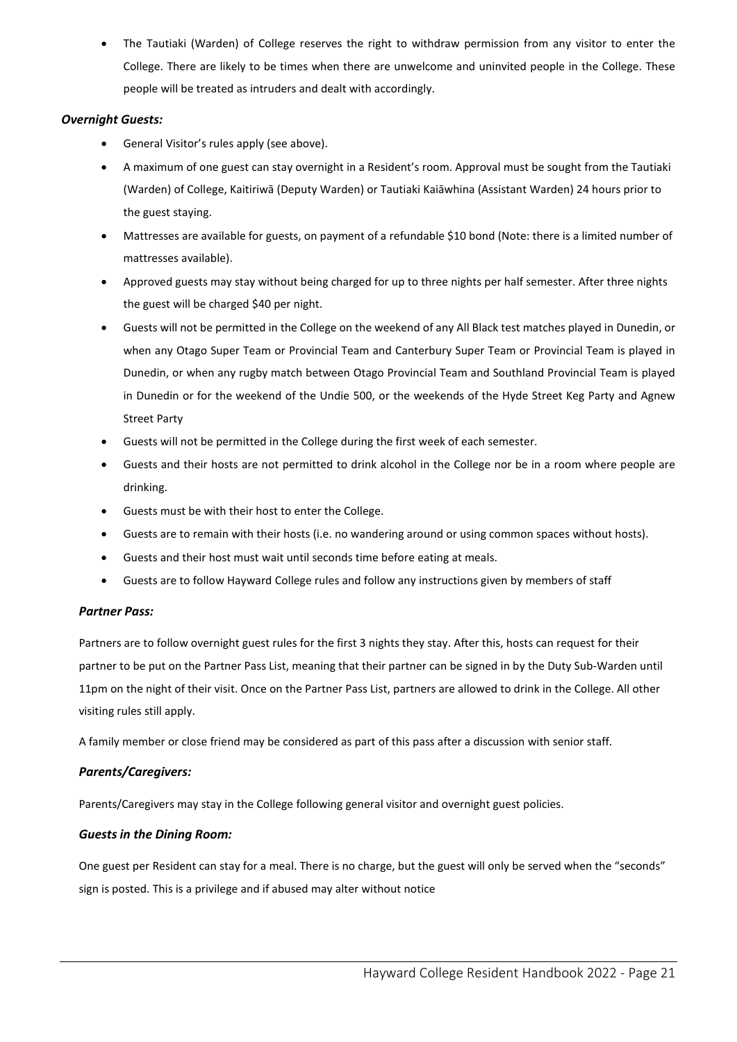- The Tautiaki (Warden) of College reserves the right to withdraw permission from any visitor to enter the College. There are likely to be times when there are unwelcome and uninvited people in the College. These people will be treated as intruders and dealt with accordingly.

### *Overnight Guests:*

- General Visitor's rules apply (see above).
- A maximum of one guest can stay overnight in a Resident's room. Approval must be sought from the Tautiaki (Warden) of College, Kaitiriwā (Deputy Warden) or Tautiaki Kaiāwhina (Assistant Warden) 24 hours prior to the guest staying.
- Mattresses are available for guests, on payment of a refundable $10 bond (Note: there is a limited number of mattresses available).
- Approved guests may stay without being charged for up to three nights per half semester. After three nights the guest will be charged $40 per night.
- Guests will not be permitted in the College on the weekend of any All Black test matches played in Dunedin, or when any Otago Super Team or Provincial Team and Canterbury Super Team or Provincial Team is played in Dunedin, or when any rugby match between Otago Provincial Team and Southland Provincial Team is played in Dunedin or for the weekend of the Undie 500, or the weekends of the Hyde Street Keg Party and Agnew Street Party
- Guests will not be permitted in the College during the first week of each semester.
- Guests and their hosts are not permitted to drink alcohol in the College nor be in a room where people are drinking.
- Guests must be with their host to enter the College.
- Guests are to remain with their hosts (i.e. no wandering around or using common spaces without hosts).
- Guests and their host must wait until seconds time before eating at meals.
- Guests are to follow Hayward College rules and follow any instructions given by members of staff

### *Partner Pass:*

Partners are to follow overnight guest rules for the first 3 nights they stay. After this, hosts can request for their partner to be put on the Partner Pass List, meaning that their partner can be signed in by the Duty Sub-Warden until 11pm on the night of their visit. Once on the Partner Pass List, partners are allowed to drink in the College. All other visiting rules still apply.

A family member or close friend may be considered as part of this pass after a discussion with senior staff.

### *Parents/Caregivers:*

Parents/Caregivers may stay in the College following general visitor and overnight guest policies.

### *Guests in the Dining Room:*

One guest per Resident can stay for a meal. There is no charge, but the guest will only be served when the "seconds" sign is posted. This is a privilege and if abused may alter without notice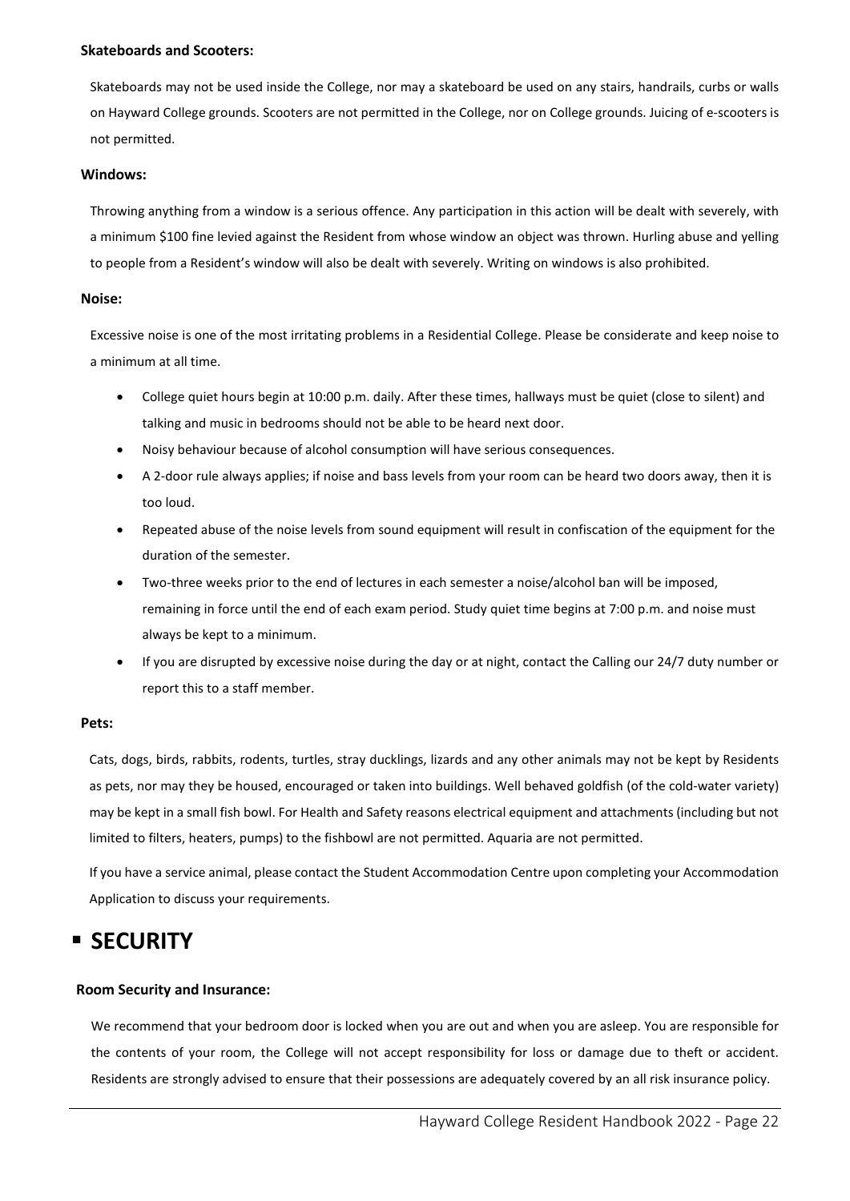**Skateboards and Scooters:**

Skateboards may not be used inside the College, nor may a skateboard be used on any stairs, handrails, curbs or walls on Hayward College grounds. Scooters are not permitted in the College, nor on College grounds. Juicing of e-scooters is not permitted.

**Windows:**

Throwing anything from a window is a serious offence. Any participation in this action will be dealt with severely, with a minimum $100 fine levied against the Resident from whose window an object was thrown. Hurling abuse and yelling to people from a Resident's window will also be dealt with severely. Writing on windows is also prohibited.

**Noise:**

Excessive noise is one of the most irritating problems in a Residential College. Please be considerate and keep noise to a minimum at all time.

- College quiet hours begin at 10:00 p.m. daily. After these times, hallways must be quiet (close to silent) and talking and music in bedrooms should not be able to be heard next door.
- Noisy behaviour because of alcohol consumption will have serious consequences.
- A 2-door rule always applies; if noise and bass levels from your room can be heard two doors away, then it is too loud.
- Repeated abuse of the noise levels from sound equipment will result in confiscation of the equipment for the duration of the semester.
- Two-three weeks prior to the end of lectures in each semester a noise/alcohol ban will be imposed, remaining in force until the end of each exam period. Study quiet time begins at 7:00 p.m. and noise must always be kept to a minimum.
- If you are disrupted by excessive noise during the day or at night, contact the Calling our 24/7 duty number or report this to a staff member.

**Pets:**

Cats, dogs, birds, rabbits, rodents, turtles, stray ducklings, lizards and any other animals may not be kept by Residents as pets, nor may they be housed, encouraged or taken into buildings. Well behaved goldfish (of the cold-water variety) may be kept in a small fish bowl. For Health and Safety reasons electrical equipment and attachments (including but not limited to filters, heaters, pumps) to the fishbowl are not permitted. Aquaria are not permitted.

If you have a service animal, please contact the Student Accommodation Centre upon completing your Accommodation Application to discuss your requirements.

# SECURITY

**Room Security and Insurance:**

We recommend that your bedroom door is locked when you are out and when you are asleep. You are responsible for the contents of your room, the College will not accept responsibility for loss or damage due to theft or accident. Residents are strongly advised to ensure that their possessions are adequately covered by an all risk insurance policy.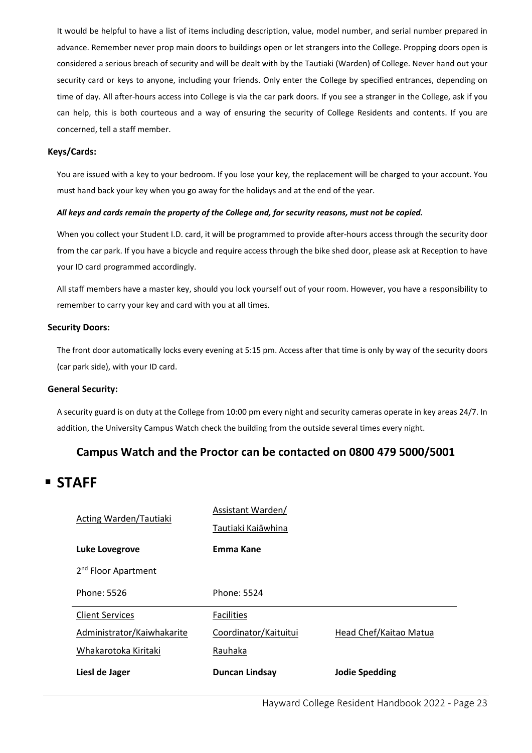It would be helpful to have a list of items including description, value, model number, and serial number prepared in advance. Remember never prop main doors to buildings open or let strangers into the College. Propping doors open is considered a serious breach of security and will be dealt with by the Tautiaki (Warden) of College. Never hand out your security card or keys to anyone, including your friends. Only enter the College by specified entrances, depending on time of day. All after-hours access into College is via the car park doors. If you see a stranger in the College, ask if you can help, this is both courteous and a way of ensuring the security of College Residents and contents. If you are concerned, tell a staff member.

**Keys/Cards:**

You are issued with a key to your bedroom. If you lose your key, the replacement will be charged to your account. You must hand back your key when you go away for the holidays and at the end of the year.

***All keys and cards remain the property of the College and, for security reasons, must not be copied.***

When you collect your Student I.D. card, it will be programmed to provide after-hours access through the security door from the car park. If you have a bicycle and require access through the bike shed door, please ask at Reception to have your ID card programmed accordingly.

All staff members have a master key, should you lock yourself out of your room. However, you have a responsibility to remember to carry your key and card with you at all times.

**Security Doors:**

The front door automatically locks every evening at 5:15 pm. Access after that time is only by way of the security doors (car park side), with your ID card.

**General Security:**

A security guard is on duty at the College from 10:00 pm every night and security cameras operate in key areas 24/7. In addition, the University Campus Watch check the building from the outside several times every night.

### Campus Watch and the Proctor can be contacted on 0800 479 5000/5001

## ▪ STAFF

| Acting Warden/Tautiaki | Assistant Warden/ Tautiaki Kaiāwhina | |
|---|---|---|
| **Luke Lovegrove** | **Emma Kane** | |
| 2nd Floor Apartment | | |
| Phone: 5526 | Phone: 5524 | |
| Client Services Administrator/Kaiwhakarite Whakarotoka Kiritaki | Facilities Coordinator/Kaituitui Rauhaka | Head Chef/Kaitao Matua |
| **Liesl de Jager** | **Duncan Lindsay** | **Jodie Spedding** |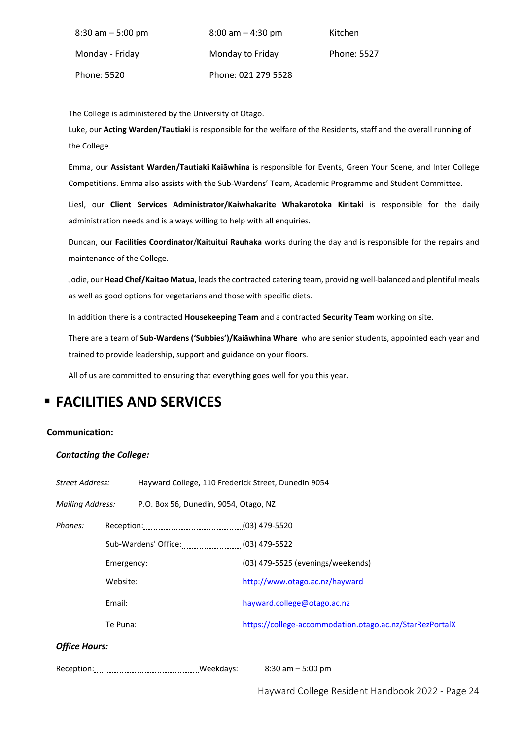| | | |
|---|---|---|
| 8:30 am – 5:00 pm | 8:00 am – 4:30 pm | Kitchen |
| Monday - Friday | Monday to Friday | Phone: 5527 |
| Phone: 5520 | Phone: 021 279 5528 | |

The College is administered by the University of Otago.

Luke, our **Acting Warden/Tautiaki** is responsible for the welfare of the Residents, staff and the overall running of the College.

Emma, our **Assistant Warden/Tautiaki Kaiāwhina** is responsible for Events, Green Your Scene, and Inter College Competitions. Emma also assists with the Sub-Wardens' Team, Academic Programme and Student Committee.

Liesl, our **Client Services Administrator/Kaiwhakarite Whakarotoka Kiritaki** is responsible for the daily administration needs and is always willing to help with all enquiries.

Duncan, our **Facilities Coordinator**/**Kaituitui Rauhaka** works during the day and is responsible for the repairs and maintenance of the College.

Jodie, our **Head Chef/Kaitao Matua**, leads the contracted catering team, providing well-balanced and plentiful meals as well as good options for vegetarians and those with specific diets.

In addition there is a contracted **Housekeeping Team** and a contracted **Security Team** working on site.

There are a team of **Sub-Wardens ('Subbies')/Kaiāwhina Whare** who are senior students, appointed each year and trained to provide leadership, support and guidance on your floors.

All of us are committed to ensuring that everything goes well for you this year.

# FACILITIES AND SERVICES

**Communication:**

***Contacting the College:***

*Street Address:* Hayward College, 110 Frederick Street, Dunedin 9054

*Mailing Address:* P.O. Box 56, Dunedin, 9054, Otago, NZ

*Phones:*

- Reception: (03) 479-5520
- Sub-Wardens' Office: (03) 479-5522
- Emergency: (03) 479-5525 (evenings/weekends)
- Website: http://www.otago.ac.nz/hayward
- Email: hayward.college@otago.ac.nz
- Te Puna: https://college-accommodation.otago.ac.nz/StarRezPortalX

***Office Hours:***

Reception: Weekdays: 8:30 am – 5:00 pm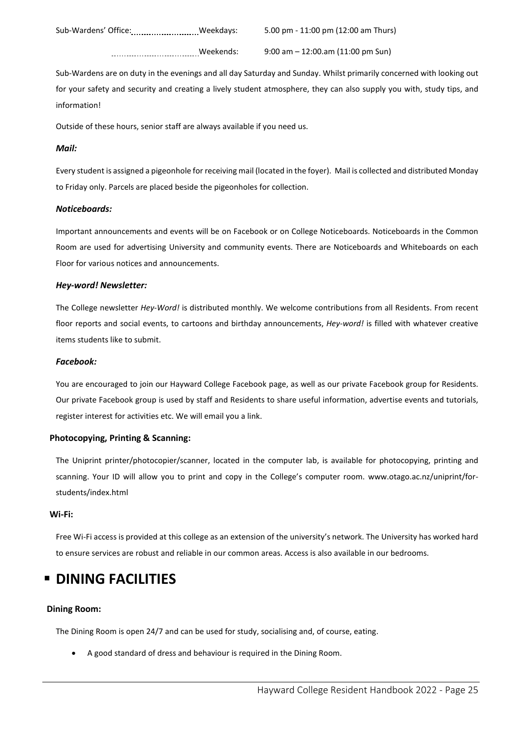Sub-Wardens' Office: ........................ Weekdays: 5.00 pm - 11:00 pm (12:00 am Thurs)

........................ Weekends: 9:00 am – 12:00.am (11:00 pm Sun)

Sub-Wardens are on duty in the evenings and all day Saturday and Sunday. Whilst primarily concerned with looking out for your safety and security and creating a lively student atmosphere, they can also supply you with, study tips, and information!

Outside of these hours, senior staff are always available if you need us.

***Mail:***

Every student is assigned a pigeonhole for receiving mail (located in the foyer). Mail is collected and distributed Monday to Friday only. Parcels are placed beside the pigeonholes for collection.

***Noticeboards:***

Important announcements and events will be on Facebook or on College Noticeboards. Noticeboards in the Common Room are used for advertising University and community events. There are Noticeboards and Whiteboards on each Floor for various notices and announcements.

***Hey-word! Newsletter:***

The College newsletter *Hey-Word!* is distributed monthly. We welcome contributions from all Residents. From recent floor reports and social events, to cartoons and birthday announcements, *Hey-word!* is filled with whatever creative items students like to submit.

***Facebook:***

You are encouraged to join our Hayward College Facebook page, as well as our private Facebook group for Residents. Our private Facebook group is used by staff and Residents to share useful information, advertise events and tutorials, register interest for activities etc. We will email you a link.

**Photocopying, Printing & Scanning:**

The Uniprint printer/photocopier/scanner, located in the computer lab, is available for photocopying, printing and scanning. Your ID will allow you to print and copy in the College's computer room. www.otago.ac.nz/uniprint/for-students/index.html

**Wi-Fi:**

Free Wi-Fi access is provided at this college as an extension of the university's network. The University has worked hard to ensure services are robust and reliable in our common areas. Access is also available in our bedrooms.

# DINING FACILITIES

**Dining Room:**

The Dining Room is open 24/7 and can be used for study, socialising and, of course, eating.

- A good standard of dress and behaviour is required in the Dining Room.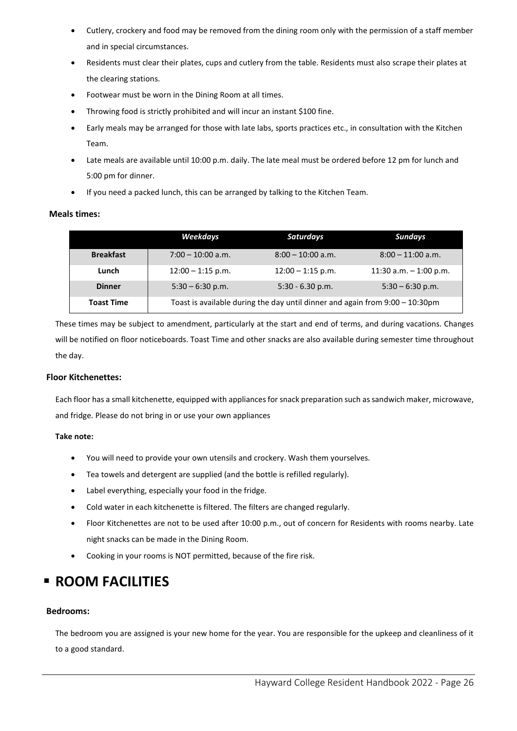- Cutlery, crockery and food may be removed from the dining room only with the permission of a staff member and in special circumstances.
- Residents must clear their plates, cups and cutlery from the table. Residents must also scrape their plates at the clearing stations.
- Footwear must be worn in the Dining Room at all times.
- Throwing food is strictly prohibited and will incur an instant $100 fine.
- Early meals may be arranged for those with late labs, sports practices etc., in consultation with the Kitchen Team.
- Late meals are available until 10:00 p.m. daily. The late meal must be ordered before 12 pm for lunch and 5:00 pm for dinner.
- If you need a packed lunch, this can be arranged by talking to the Kitchen Team.

**Meals times:**

| | *Weekdays* | *Saturdays* | *Sundays* |
|---|---|---|---|
| **Breakfast** | 7:00 – 10:00 a.m. | 8:00 – 10:00 a.m. | 8:00 – 11:00 a.m. |
| **Lunch** | 12:00 – 1:15 p.m. | 12:00 – 1:15 p.m. | 11:30 a.m. – 1:00 p.m. |
| **Dinner** | 5:30 – 6:30 p.m. | 5:30 - 6.30 p.m. | 5:30 – 6:30 p.m. |
| **Toast Time** | Toast is available during the day until dinner and again from 9:00 – 10:30pm | | |

These times may be subject to amendment, particularly at the start and end of terms, and during vacations. Changes will be notified on floor noticeboards. Toast Time and other snacks are also available during semester time throughout the day.

**Floor Kitchenettes:**

Each floor has a small kitchenette, equipped with appliances for snack preparation such as sandwich maker, microwave, and fridge. Please do not bring in or use your own appliances

**Take note:**

- You will need to provide your own utensils and crockery. Wash them yourselves.
- Tea towels and detergent are supplied (and the bottle is refilled regularly).
- Label everything, especially your food in the fridge.
- Cold water in each kitchenette is filtered. The filters are changed regularly.
- Floor Kitchenettes are not to be used after 10:00 p.m., out of concern for Residents with rooms nearby. Late night snacks can be made in the Dining Room.
- Cooking in your rooms is NOT permitted, because of the fire risk.

# ROOM FACILITIES

**Bedrooms:**

The bedroom you are assigned is your new home for the year. You are responsible for the upkeep and cleanliness of it to a good standard.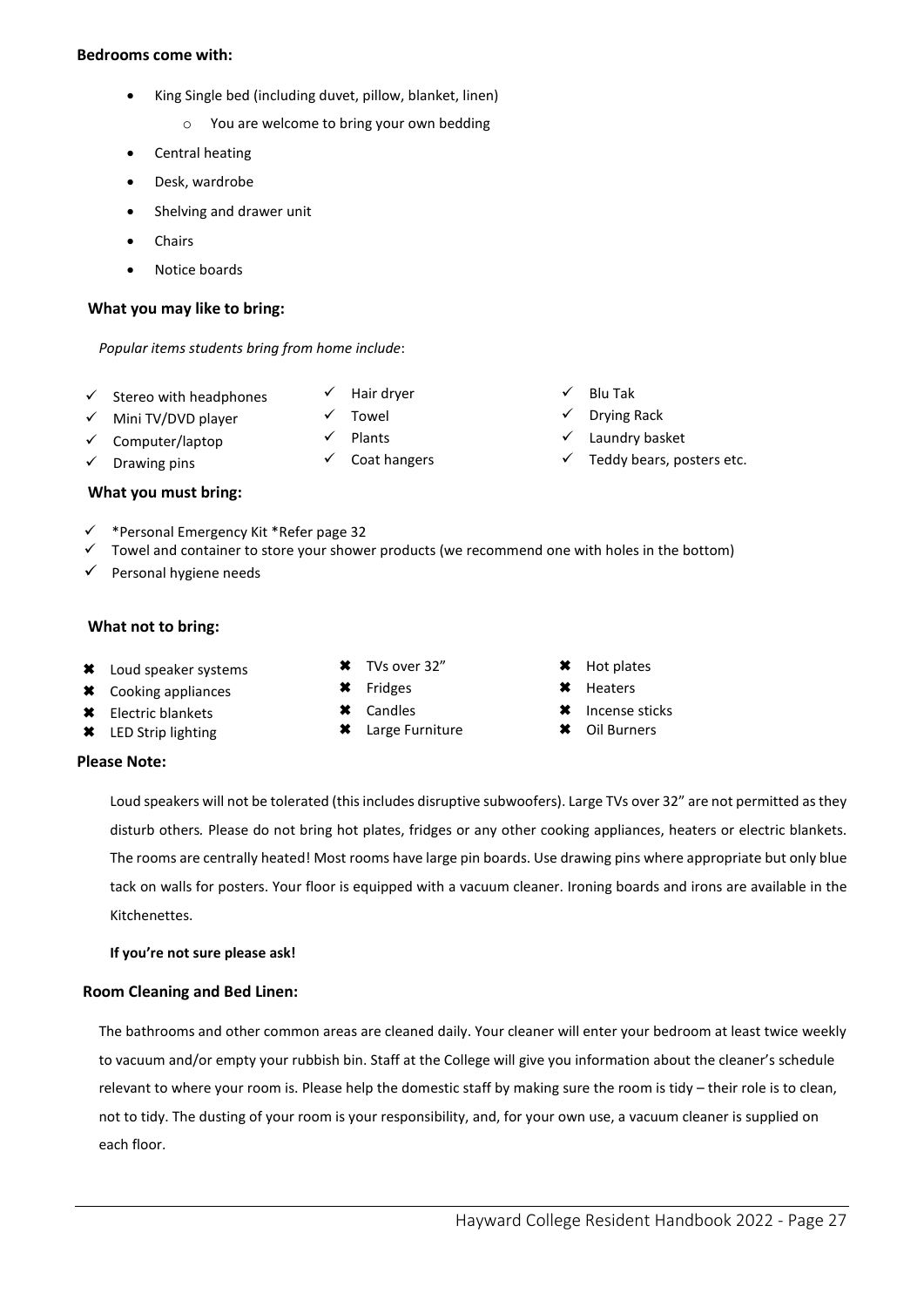**Bedrooms come with:**

- King Single bed (including duvet, pillow, blanket, linen)
  - You are welcome to bring your own bedding
- Central heating
- Desk, wardrobe
- Shelving and drawer unit
- Chairs
- Notice boards

**What you may like to bring:**

*Popular items students bring from home include*:

- ✓ Stereo with headphones
- ✓ Mini TV/DVD player
- ✓ Computer/laptop
- ✓ Drawing pins
- ✓ Hair dryer
- ✓ Towel
- ✓ Plants
- ✓ Coat hangers
- ✓ Blu Tak
- ✓ Drying Rack
- ✓ Laundry basket
- ✓ Teddy bears, posters etc.

**What you must bring:**

- ✓ *Personal Emergency Kit *Refer page 32
- ✓ Towel and container to store your shower products (we recommend one with holes in the bottom)
- ✓ Personal hygiene needs

**What not to bring:**

- ✖ Loud speaker systems
- ✖ Cooking appliances
- ✖ Electric blankets
- ✖ LED Strip lighting
- ✖ TVs over 32"
- ✖ Fridges
- ✖ Candles
- ✖ Large Furniture
- ✖ Hot plates
- ✖ Heaters
- ✖ Incense sticks
- ✖ Oil Burners

**Please Note:**

Loud speakers will not be tolerated (this includes disruptive subwoofers). Large TVs over 32" are not permitted as they disturb others. Please do not bring hot plates, fridges or any other cooking appliances, heaters or electric blankets. The rooms are centrally heated! Most rooms have large pin boards. Use drawing pins where appropriate but only blue tack on walls for posters. Your floor is equipped with a vacuum cleaner. Ironing boards and irons are available in the Kitchenettes.

**If you're not sure please ask!**

**Room Cleaning and Bed Linen:**

The bathrooms and other common areas are cleaned daily. Your cleaner will enter your bedroom at least twice weekly to vacuum and/or empty your rubbish bin. Staff at the College will give you information about the cleaner's schedule relevant to where your room is. Please help the domestic staff by making sure the room is tidy – their role is to clean, not to tidy. The dusting of your room is your responsibility, and, for your own use, a vacuum cleaner is supplied on each floor.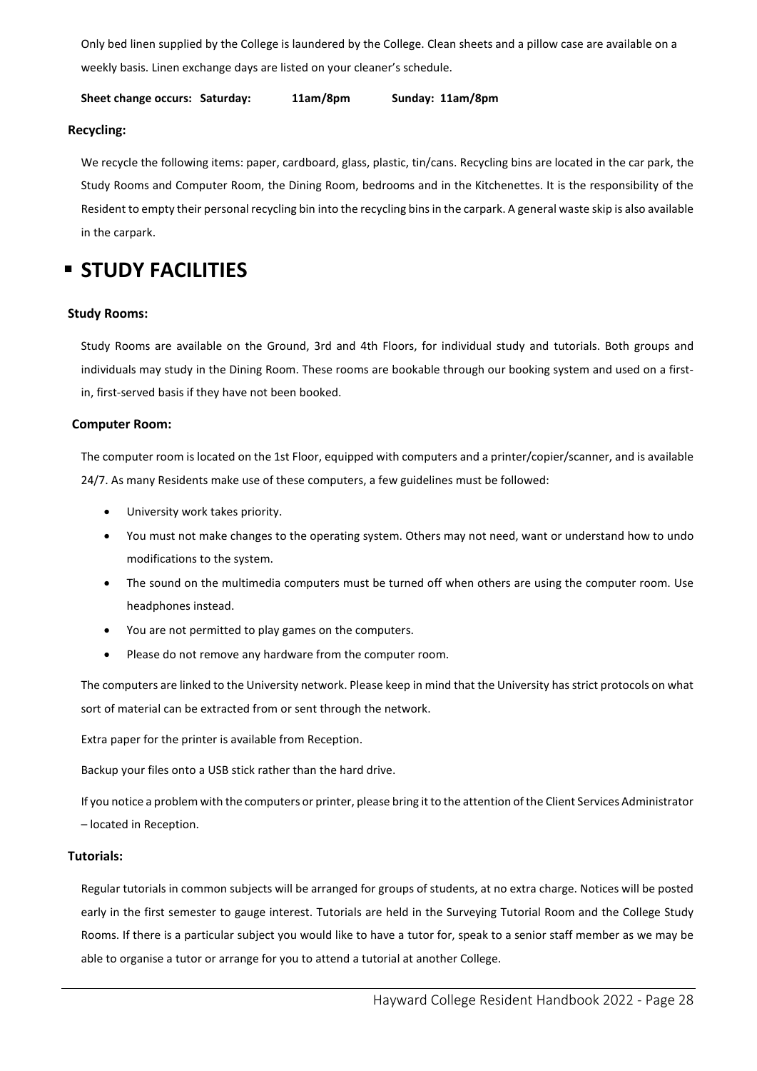Only bed linen supplied by the College is laundered by the College. Clean sheets and a pillow case are available on a weekly basis. Linen exchange days are listed on your cleaner's schedule.

**Sheet change occurs: Saturday: 11am/8pm Sunday: 11am/8pm**

### Recycling:

We recycle the following items: paper, cardboard, glass, plastic, tin/cans. Recycling bins are located in the car park, the Study Rooms and Computer Room, the Dining Room, bedrooms and in the Kitchenettes. It is the responsibility of the Resident to empty their personal recycling bin into the recycling bins in the carpark. A general waste skip is also available in the carpark.

## ▪ STUDY FACILITIES

### Study Rooms:

Study Rooms are available on the Ground, 3rd and 4th Floors, for individual study and tutorials. Both groups and individuals may study in the Dining Room. These rooms are bookable through our booking system and used on a first-in, first-served basis if they have not been booked.

### Computer Room:

The computer room is located on the 1st Floor, equipped with computers and a printer/copier/scanner, and is available 24/7. As many Residents make use of these computers, a few guidelines must be followed:

- University work takes priority.
- You must not make changes to the operating system. Others may not need, want or understand how to undo modifications to the system.
- The sound on the multimedia computers must be turned off when others are using the computer room. Use headphones instead.
- You are not permitted to play games on the computers.
- Please do not remove any hardware from the computer room.

The computers are linked to the University network. Please keep in mind that the University has strict protocols on what sort of material can be extracted from or sent through the network.

Extra paper for the printer is available from Reception.

Backup your files onto a USB stick rather than the hard drive.

If you notice a problem with the computers or printer, please bring it to the attention of the Client Services Administrator – located in Reception.

### Tutorials:

Regular tutorials in common subjects will be arranged for groups of students, at no extra charge. Notices will be posted early in the first semester to gauge interest. Tutorials are held in the Surveying Tutorial Room and the College Study Rooms. If there is a particular subject you would like to have a tutor for, speak to a senior staff member as we may be able to organise a tutor or arrange for you to attend a tutorial at another College.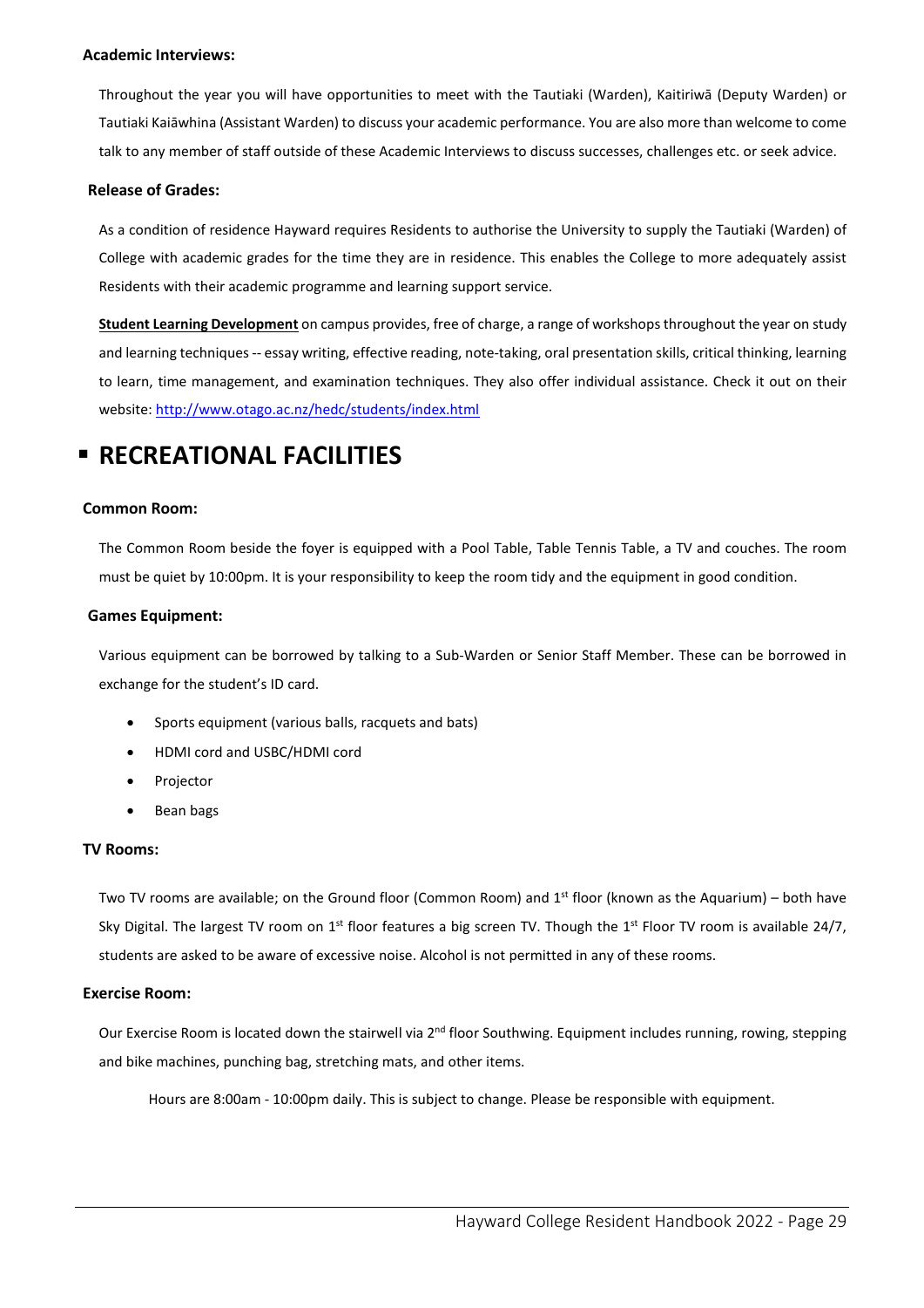**Academic Interviews:**

Throughout the year you will have opportunities to meet with the Tautiaki (Warden), Kaitiriwā (Deputy Warden) or Tautiaki Kaiāwhina (Assistant Warden) to discuss your academic performance. You are also more than welcome to come talk to any member of staff outside of these Academic Interviews to discuss successes, challenges etc. or seek advice.

**Release of Grades:**

As a condition of residence Hayward requires Residents to authorise the University to supply the Tautiaki (Warden) of College with academic grades for the time they are in residence. This enables the College to more adequately assist Residents with their academic programme and learning support service.

**Student Learning Development** on campus provides, free of charge, a range of workshops throughout the year on study and learning techniques -- essay writing, effective reading, note-taking, oral presentation skills, critical thinking, learning to learn, time management, and examination techniques. They also offer individual assistance. Check it out on their website: http://www.otago.ac.nz/hedc/students/index.html

# RECREATIONAL FACILITIES

**Common Room:**

The Common Room beside the foyer is equipped with a Pool Table, Table Tennis Table, a TV and couches. The room must be quiet by 10:00pm. It is your responsibility to keep the room tidy and the equipment in good condition.

**Games Equipment:**

Various equipment can be borrowed by talking to a Sub-Warden or Senior Staff Member. These can be borrowed in exchange for the student's ID card.

- Sports equipment (various balls, racquets and bats)
- HDMI cord and USBC/HDMI cord
- Projector
- Bean bags

**TV Rooms:**

Two TV rooms are available; on the Ground floor (Common Room) and 1st floor (known as the Aquarium) – both have Sky Digital. The largest TV room on 1st floor features a big screen TV. Though the 1st Floor TV room is available 24/7, students are asked to be aware of excessive noise. Alcohol is not permitted in any of these rooms.

**Exercise Room:**

Our Exercise Room is located down the stairwell via 2nd floor Southwing. Equipment includes running, rowing, stepping and bike machines, punching bag, stretching mats, and other items.

Hours are 8:00am - 10:00pm daily. This is subject to change. Please be responsible with equipment.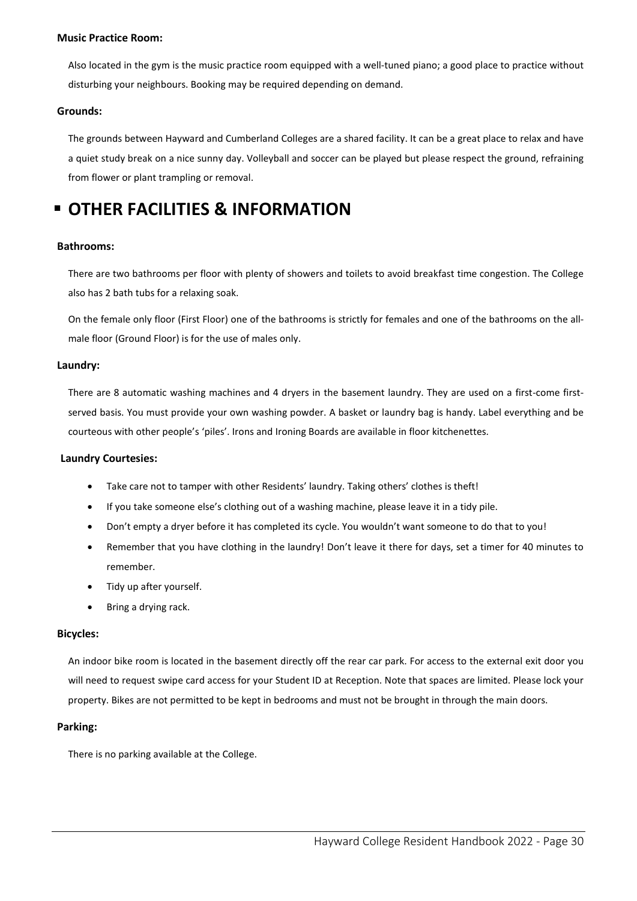**Music Practice Room:**

Also located in the gym is the music practice room equipped with a well-tuned piano; a good place to practice without disturbing your neighbours. Booking may be required depending on demand.

**Grounds:**

The grounds between Hayward and Cumberland Colleges are a shared facility. It can be a great place to relax and have a quiet study break on a nice sunny day. Volleyball and soccer can be played but please respect the ground, refraining from flower or plant trampling or removal.

# ▪ OTHER FACILITIES & INFORMATION

**Bathrooms:**

There are two bathrooms per floor with plenty of showers and toilets to avoid breakfast time congestion. The College also has 2 bath tubs for a relaxing soak.

On the female only floor (First Floor) one of the bathrooms is strictly for females and one of the bathrooms on the all-male floor (Ground Floor) is for the use of males only.

**Laundry:**

There are 8 automatic washing machines and 4 dryers in the basement laundry. They are used on a first-come first-served basis. You must provide your own washing powder. A basket or laundry bag is handy. Label everything and be courteous with other people's 'piles'. Irons and Ironing Boards are available in floor kitchenettes.

**Laundry Courtesies:**

- Take care not to tamper with other Residents' laundry. Taking others' clothes is theft!
- If you take someone else's clothing out of a washing machine, please leave it in a tidy pile.
- Don't empty a dryer before it has completed its cycle. You wouldn't want someone to do that to you!
- Remember that you have clothing in the laundry! Don't leave it there for days, set a timer for 40 minutes to remember.
- Tidy up after yourself.
- Bring a drying rack.

**Bicycles:**

An indoor bike room is located in the basement directly off the rear car park. For access to the external exit door you will need to request swipe card access for your Student ID at Reception. Note that spaces are limited. Please lock your property. Bikes are not permitted to be kept in bedrooms and must not be brought in through the main doors.

**Parking:**

There is no parking available at the College.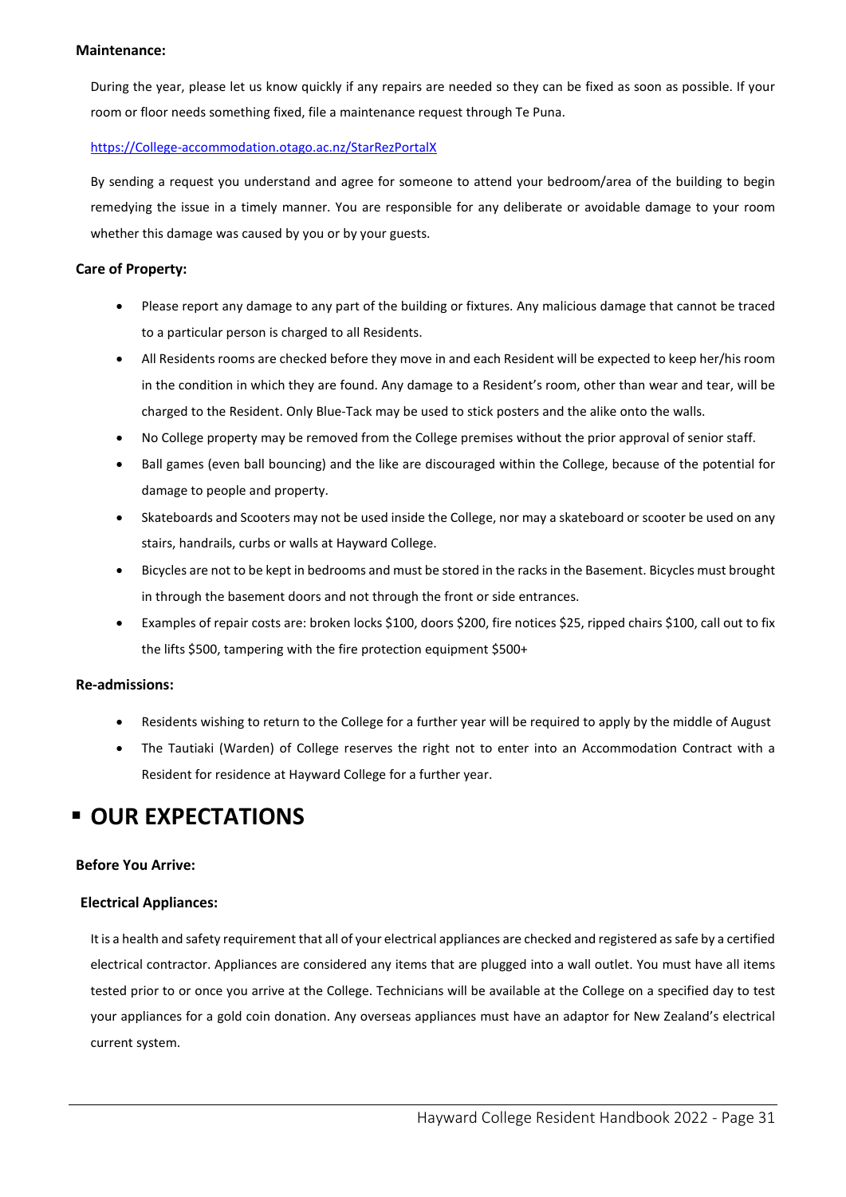### Maintenance:

During the year, please let us know quickly if any repairs are needed so they can be fixed as soon as possible. If your room or floor needs something fixed, file a maintenance request through Te Puna.

https://College-accommodation.otago.ac.nz/StarRezPortalX

By sending a request you understand and agree for someone to attend your bedroom/area of the building to begin remedying the issue in a timely manner. You are responsible for any deliberate or avoidable damage to your room whether this damage was caused by you or by your guests.

### Care of Property:

- Please report any damage to any part of the building or fixtures. Any malicious damage that cannot be traced to a particular person is charged to all Residents.
- All Residents rooms are checked before they move in and each Resident will be expected to keep her/his room in the condition in which they are found. Any damage to a Resident's room, other than wear and tear, will be charged to the Resident. Only Blue-Tack may be used to stick posters and the alike onto the walls.
- No College property may be removed from the College premises without the prior approval of senior staff.
- Ball games (even ball bouncing) and the like are discouraged within the College, because of the potential for damage to people and property.
- Skateboards and Scooters may not be used inside the College, nor may a skateboard or scooter be used on any stairs, handrails, curbs or walls at Hayward College.
- Bicycles are not to be kept in bedrooms and must be stored in the racks in the Basement. Bicycles must brought in through the basement doors and not through the front or side entrances.
- Examples of repair costs are: broken locks $100, doors $200, fire notices $25, ripped chairs $100, call out to fix the lifts $500, tampering with the fire protection equipment $500+

### Re-admissions:

- Residents wishing to return to the College for a further year will be required to apply by the middle of August
- The Tautiaki (Warden) of College reserves the right not to enter into an Accommodation Contract with a Resident for residence at Hayward College for a further year.

## OUR EXPECTATIONS

### Before You Arrive:

### Electrical Appliances:

It is a health and safety requirement that all of your electrical appliances are checked and registered as safe by a certified electrical contractor. Appliances are considered any items that are plugged into a wall outlet. You must have all items tested prior to or once you arrive at the College. Technicians will be available at the College on a specified day to test your appliances for a gold coin donation. Any overseas appliances must have an adaptor for New Zealand's electrical current system.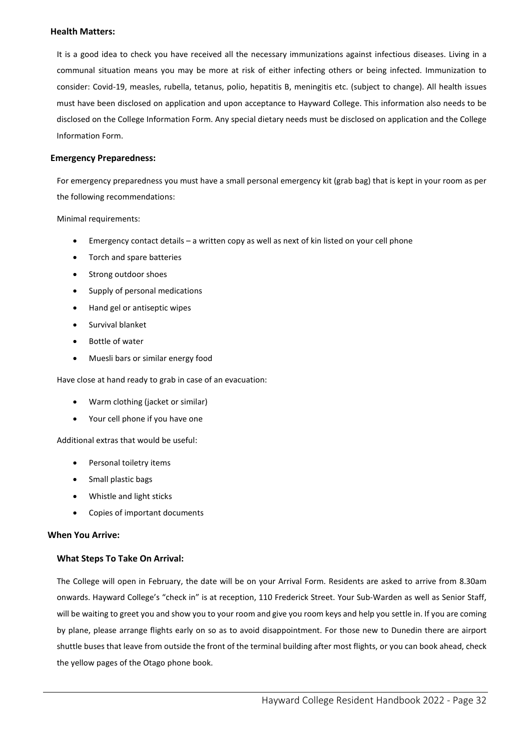### Health Matters:

It is a good idea to check you have received all the necessary immunizations against infectious diseases. Living in a communal situation means you may be more at risk of either infecting others or being infected. Immunization to consider: Covid-19, measles, rubella, tetanus, polio, hepatitis B, meningitis etc. (subject to change). All health issues must have been disclosed on application and upon acceptance to Hayward College. This information also needs to be disclosed on the College Information Form. Any special dietary needs must be disclosed on application and the College Information Form.

### Emergency Preparedness:

For emergency preparedness you must have a small personal emergency kit (grab bag) that is kept in your room as per the following recommendations:

Minimal requirements:

- Emergency contact details – a written copy as well as next of kin listed on your cell phone
- Torch and spare batteries
- Strong outdoor shoes
- Supply of personal medications
- Hand gel or antiseptic wipes
- Survival blanket
- Bottle of water
- Muesli bars or similar energy food

Have close at hand ready to grab in case of an evacuation:

- Warm clothing (jacket or similar)
- Your cell phone if you have one

Additional extras that would be useful:

- Personal toiletry items
- Small plastic bags
- Whistle and light sticks
- Copies of important documents

## When You Arrive:

### What Steps To Take On Arrival:

The College will open in February, the date will be on your Arrival Form. Residents are asked to arrive from 8.30am onwards. Hayward College's "check in" is at reception, 110 Frederick Street. Your Sub-Warden as well as Senior Staff, will be waiting to greet you and show you to your room and give you room keys and help you settle in. If you are coming by plane, please arrange flights early on so as to avoid disappointment. For those new to Dunedin there are airport shuttle buses that leave from outside the front of the terminal building after most flights, or you can book ahead, check the yellow pages of the Otago phone book.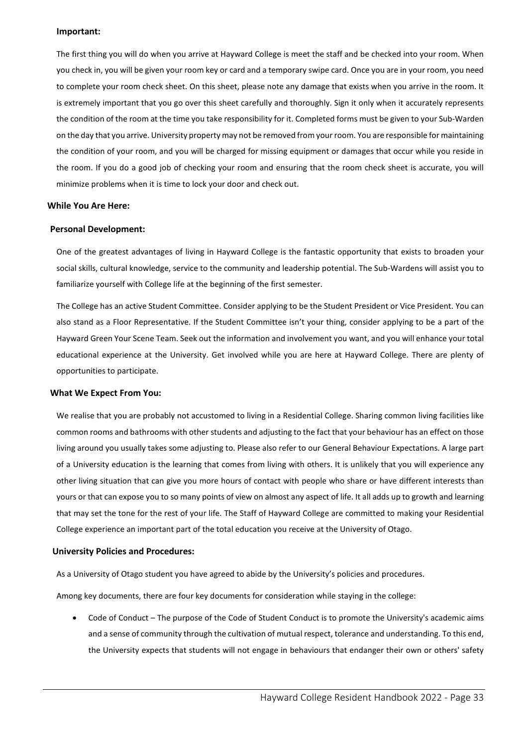**Important:**

The first thing you will do when you arrive at Hayward College is meet the staff and be checked into your room. When you check in, you will be given your room key or card and a temporary swipe card. Once you are in your room, you need to complete your room check sheet. On this sheet, please note any damage that exists when you arrive in the room. It is extremely important that you go over this sheet carefully and thoroughly. Sign it only when it accurately represents the condition of the room at the time you take responsibility for it. Completed forms must be given to your Sub-Warden on the day that you arrive. University property may not be removed from your room. You are responsible for maintaining the condition of your room, and you will be charged for missing equipment or damages that occur while you reside in the room. If you do a good job of checking your room and ensuring that the room check sheet is accurate, you will minimize problems when it is time to lock your door and check out.

**While You Are Here:**

**Personal Development:**

One of the greatest advantages of living in Hayward College is the fantastic opportunity that exists to broaden your social skills, cultural knowledge, service to the community and leadership potential. The Sub-Wardens will assist you to familiarize yourself with College life at the beginning of the first semester.

The College has an active Student Committee. Consider applying to be the Student President or Vice President. You can also stand as a Floor Representative. If the Student Committee isn't your thing, consider applying to be a part of the Hayward Green Your Scene Team. Seek out the information and involvement you want, and you will enhance your total educational experience at the University. Get involved while you are here at Hayward College. There are plenty of opportunities to participate.

**What We Expect From You:**

We realise that you are probably not accustomed to living in a Residential College. Sharing common living facilities like common rooms and bathrooms with other students and adjusting to the fact that your behaviour has an effect on those living around you usually takes some adjusting to. Please also refer to our General Behaviour Expectations. A large part of a University education is the learning that comes from living with others. It is unlikely that you will experience any other living situation that can give you more hours of contact with people who share or have different interests than yours or that can expose you to so many points of view on almost any aspect of life. It all adds up to growth and learning that may set the tone for the rest of your life. The Staff of Hayward College are committed to making your Residential College experience an important part of the total education you receive at the University of Otago.

**University Policies and Procedures:**

As a University of Otago student you have agreed to abide by the University's policies and procedures.

Among key documents, there are four key documents for consideration while staying in the college:

- Code of Conduct – The purpose of the Code of Student Conduct is to promote the University's academic aims and a sense of community through the cultivation of mutual respect, tolerance and understanding. To this end, the University expects that students will not engage in behaviours that endanger their own or others' safety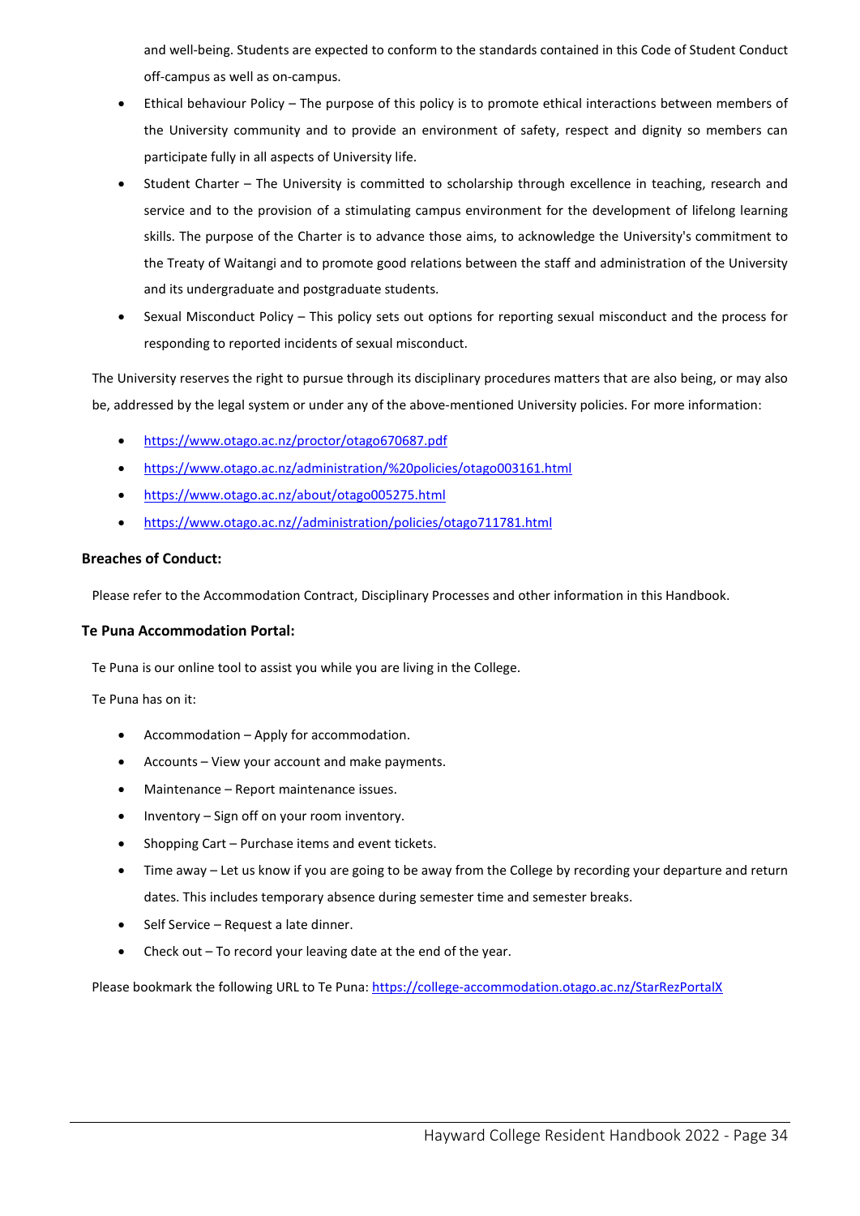and well-being. Students are expected to conform to the standards contained in this Code of Student Conduct off-campus as well as on-campus.

- Ethical behaviour Policy – The purpose of this policy is to promote ethical interactions between members of the University community and to provide an environment of safety, respect and dignity so members can participate fully in all aspects of University life.
- Student Charter – The University is committed to scholarship through excellence in teaching, research and service and to the provision of a stimulating campus environment for the development of lifelong learning skills. The purpose of the Charter is to advance those aims, to acknowledge the University's commitment to the Treaty of Waitangi and to promote good relations between the staff and administration of the University and its undergraduate and postgraduate students.
- Sexual Misconduct Policy – This policy sets out options for reporting sexual misconduct and the process for responding to reported incidents of sexual misconduct.

The University reserves the right to pursue through its disciplinary procedures matters that are also being, or may also be, addressed by the legal system or under any of the above-mentioned University policies. For more information:

- https://www.otago.ac.nz/proctor/otago670687.pdf
- https://www.otago.ac.nz/administration/%20policies/otago003161.html
- https://www.otago.ac.nz/about/otago005275.html
- https://www.otago.ac.nz//administration/policies/otago711781.html

**Breaches of Conduct:**

Please refer to the Accommodation Contract, Disciplinary Processes and other information in this Handbook.

**Te Puna Accommodation Portal:**

Te Puna is our online tool to assist you while you are living in the College.

Te Puna has on it:

- Accommodation – Apply for accommodation.
- Accounts – View your account and make payments.
- Maintenance – Report maintenance issues.
- Inventory – Sign off on your room inventory.
- Shopping Cart – Purchase items and event tickets.
- Time away – Let us know if you are going to be away from the College by recording your departure and return dates. This includes temporary absence during semester time and semester breaks.
- Self Service – Request a late dinner.
- Check out – To record your leaving date at the end of the year.

Please bookmark the following URL to Te Puna: https://college-accommodation.otago.ac.nz/StarRezPortalX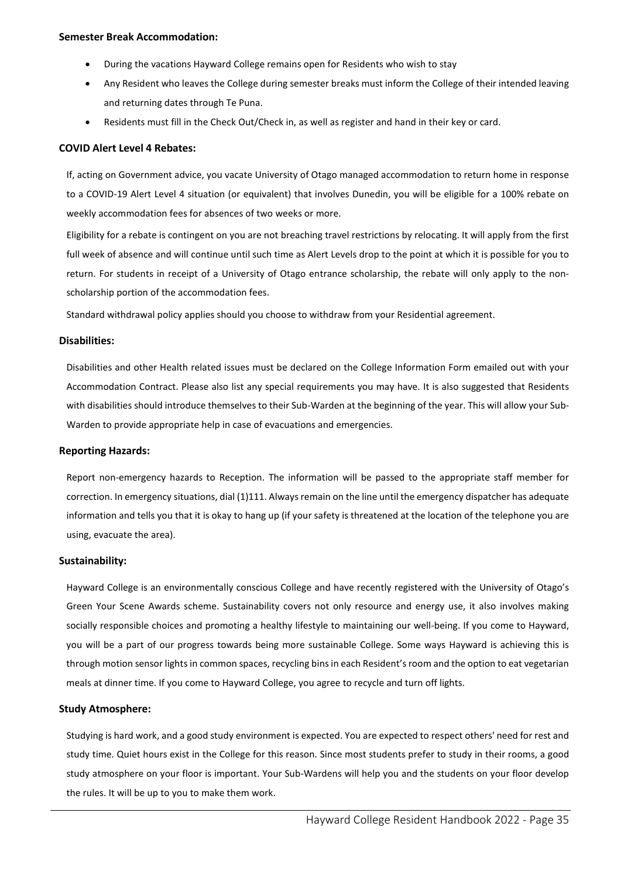**Semester Break Accommodation:**

- During the vacations Hayward College remains open for Residents who wish to stay
- Any Resident who leaves the College during semester breaks must inform the College of their intended leaving and returning dates through Te Puna.
- Residents must fill in the Check Out/Check in, as well as register and hand in their key or card.

**COVID Alert Level 4 Rebates:**

If, acting on Government advice, you vacate University of Otago managed accommodation to return home in response to a COVID-19 Alert Level 4 situation (or equivalent) that involves Dunedin, you will be eligible for a 100% rebate on weekly accommodation fees for absences of two weeks or more.

Eligibility for a rebate is contingent on you are not breaching travel restrictions by relocating. It will apply from the first full week of absence and will continue until such time as Alert Levels drop to the point at which it is possible for you to return. For students in receipt of a University of Otago entrance scholarship, the rebate will only apply to the non-scholarship portion of the accommodation fees.

Standard withdrawal policy applies should you choose to withdraw from your Residential agreement.

**Disabilities:**

Disabilities and other Health related issues must be declared on the College Information Form emailed out with your Accommodation Contract. Please also list any special requirements you may have. It is also suggested that Residents with disabilities should introduce themselves to their Sub-Warden at the beginning of the year. This will allow your Sub-Warden to provide appropriate help in case of evacuations and emergencies.

**Reporting Hazards:**

Report non-emergency hazards to Reception. The information will be passed to the appropriate staff member for correction. In emergency situations, dial (1)111. Always remain on the line until the emergency dispatcher has adequate information and tells you that it is okay to hang up (if your safety is threatened at the location of the telephone you are using, evacuate the area).

**Sustainability:**

Hayward College is an environmentally conscious College and have recently registered with the University of Otago's Green Your Scene Awards scheme. Sustainability covers not only resource and energy use, it also involves making socially responsible choices and promoting a healthy lifestyle to maintaining our well-being. If you come to Hayward, you will be a part of our progress towards being more sustainable College. Some ways Hayward is achieving this is through motion sensor lights in common spaces, recycling bins in each Resident's room and the option to eat vegetarian meals at dinner time. If you come to Hayward College, you agree to recycle and turn off lights.

**Study Atmosphere:**

Studying is hard work, and a good study environment is expected. You are expected to respect others' need for rest and study time. Quiet hours exist in the College for this reason. Since most students prefer to study in their rooms, a good study atmosphere on your floor is important. Your Sub-Wardens will help you and the students on your floor develop the rules. It will be up to you to make them work.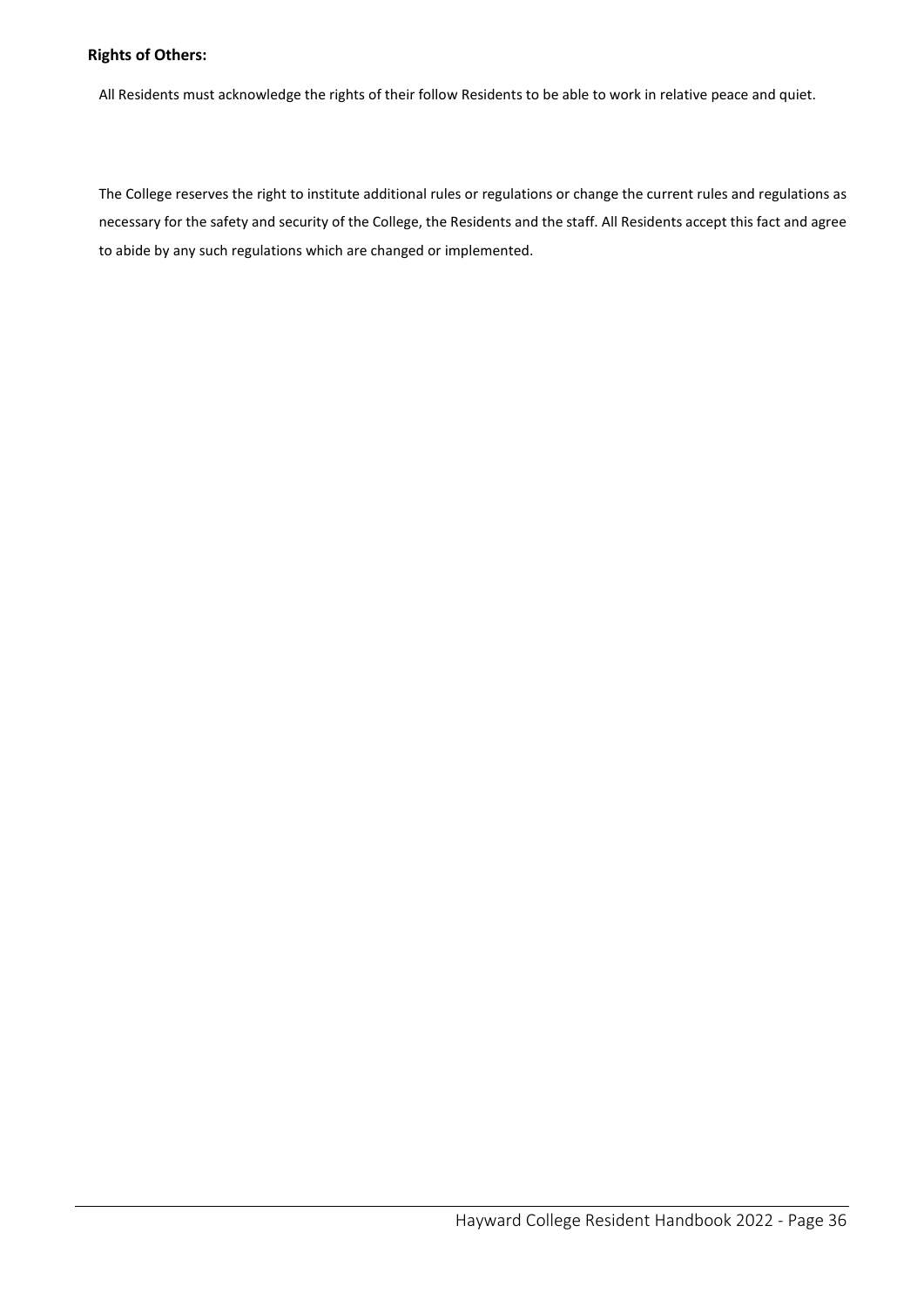**Rights of Others:**

All Residents must acknowledge the rights of their follow Residents to be able to work in relative peace and quiet.

The College reserves the right to institute additional rules or regulations or change the current rules and regulations as necessary for the safety and security of the College, the Residents and the staff. All Residents accept this fact and agree to abide by any such regulations which are changed or implemented.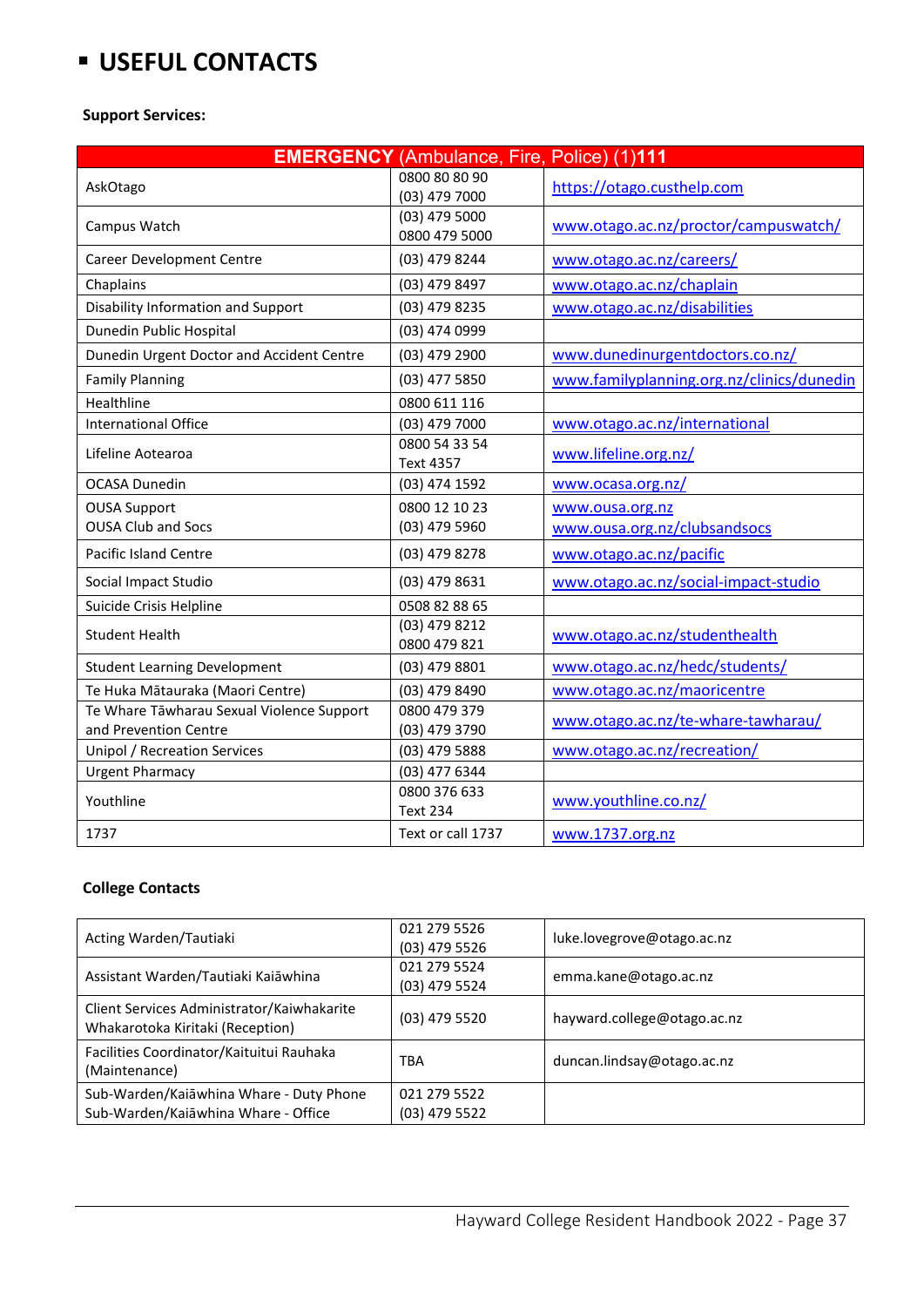# ▪ USEFUL CONTACTS

**Support Services:**

| **EMERGENCY** (Ambulance, Fire, Police) (1)**111** | | |
|---|---|---|
| AskOtago | 0800 80 80 90<br>(03) 479 7000 | https://otago.custhelp.com |
| Campus Watch | (03) 479 5000<br>0800 479 5000 | www.otago.ac.nz/proctor/campuswatch/ |
| Career Development Centre | (03) 479 8244 | www.otago.ac.nz/careers/ |
| Chaplains | (03) 479 8497 | www.otago.ac.nz/chaplain |
| Disability Information and Support | (03) 479 8235 | www.otago.ac.nz/disabilities |
| Dunedin Public Hospital | (03) 474 0999 | |
| Dunedin Urgent Doctor and Accident Centre | (03) 479 2900 | www.dunedinurgentdoctors.co.nz/ |
| Family Planning | (03) 477 5850 | www.familyplanning.org.nz/clinics/dunedin |
| Healthline | 0800 611 116 | |
| International Office | (03) 479 7000 | www.otago.ac.nz/international |
| Lifeline Aotearoa | 0800 54 33 54<br>Text 4357 | www.lifeline.org.nz/ |
| OCASA Dunedin | (03) 474 1592 | www.ocasa.org.nz/ |
| OUSA Support<br>OUSA Club and Socs | 0800 12 10 23<br>(03) 479 5960 | www.ousa.org.nz<br>www.ousa.org.nz/clubsandsocs |
| Pacific Island Centre | (03) 479 8278 | www.otago.ac.nz/pacific |
| Social Impact Studio | (03) 479 8631 | www.otago.ac.nz/social-impact-studio |
| Suicide Crisis Helpline | 0508 82 88 65 | |
| Student Health | (03) 479 8212<br>0800 479 821 | www.otago.ac.nz/studenthealth |
| Student Learning Development | (03) 479 8801 | www.otago.ac.nz/hedc/students/ |
| Te Huka Mātauraka (Maori Centre) | (03) 479 8490 | www.otago.ac.nz/maoricentre |
| Te Whare Tāwharau Sexual Violence Support and Prevention Centre | 0800 479 379<br>(03) 479 3790 | www.otago.ac.nz/te-whare-tawharau/ |
| Unipol / Recreation Services | (03) 479 5888 | www.otago.ac.nz/recreation/ |
| Urgent Pharmacy | (03) 477 6344 | |
| Youthline | 0800 376 633<br>Text 234 | www.youthline.co.nz/ |
| 1737 | Text or call 1737 | www.1737.org.nz |

**College Contacts**

| | | |
|---|---|---|
| Acting Warden/Tautiaki | 021 279 5526<br>(03) 479 5526 | luke.lovegrove@otago.ac.nz |
| Assistant Warden/Tautiaki Kaiāwhina | 021 279 5524<br>(03) 479 5524 | emma.kane@otago.ac.nz |
| Client Services Administrator/Kaiwhakarite Whakarotoka Kiritaki (Reception) | (03) 479 5520 | hayward.college@otago.ac.nz |
| Facilities Coordinator/Kaituitui Rauhaka (Maintenance) | TBA | duncan.lindsay@otago.ac.nz |
| Sub-Warden/Kaiāwhina Whare - Duty Phone<br>Sub-Warden/Kaiāwhina Whare - Office | 021 279 5522<br>(03) 479 5522 | |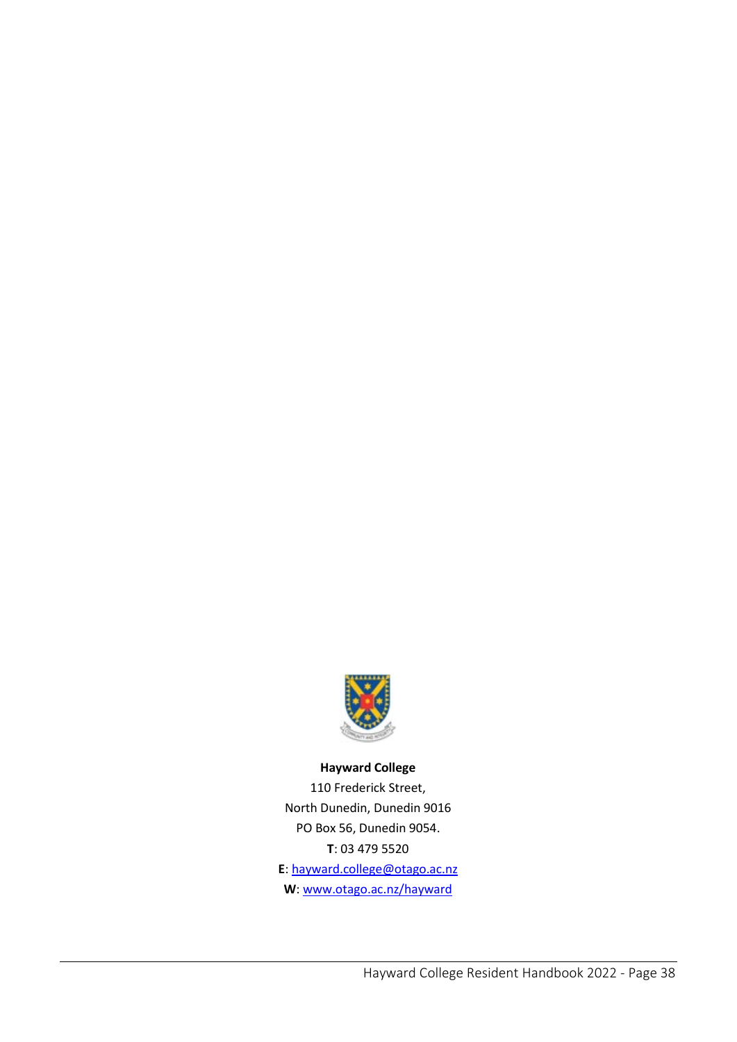**Hayward College**
110 Frederick Street,
North Dunedin, Dunedin 9016
PO Box 56, Dunedin 9054.
**T**: 03 479 5520
**E**: hayward.college@otago.ac.nz
**W**: www.otago.ac.nz/hayward